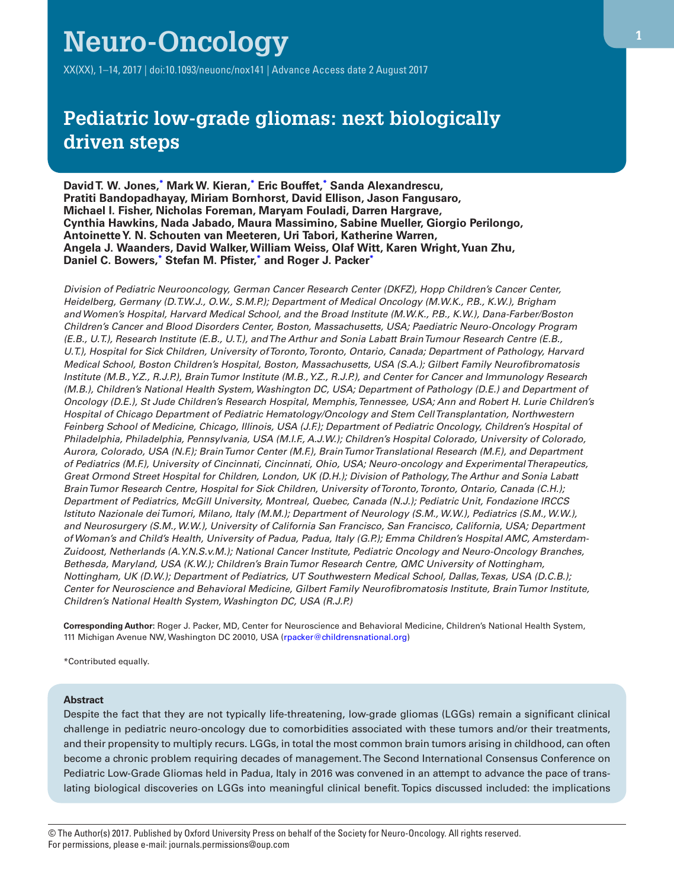# Pediatric low-grade gliomas: next biologically driven steps

**David T. W. Jones,[*] Mark W. Kieran,[*] Eric Bouffet,[*] Sanda Alexandrescu, Pratiti Bandopadhayay, Miriam Bornhorst, David Ellison, Jason Fangusaro, Michael I. Fisher, Nicholas Foreman, Maryam Fouladi, Darren Hargrave, Cynthia Hawkins, Nada Jabado, Maura Massimino, Sabine Mueller, Giorgio Perilongo, Antoinette Y. N. Schouten van Meeteren, Uri Tabori, Katherine Warren, Angela J. Waanders, David Walker, William Weiss, Olaf Witt, Karen Wright, Yuan Zhu, Daniel C. Bowers,[*] Stefan M. Pfister,[*] and Roger J. Packer[*]**

*Division of Pediatric Neurooncology, German Cancer Research Center (DKFZ), Hopp Children's Cancer Center, Heidelberg, Germany (D.T.W.J., O.W., S.M.P.); Department of Medical Oncology (M.W.K., P.B., K.W.), Brigham and Women's Hospital, Harvard Medical School, and the Broad Institute (M.W.K., P.B., K.W.), Dana-Farber/Boston Children's Cancer and Blood Disorders Center, Boston, Massachusetts, USA; Paediatric Neuro-Oncology Program (E.B., U.T.), Research Institute (E.B., U.T.), and The Arthur and Sonia Labatt Brain Tumour Research Centre (E.B., U.T.), Hospital for Sick Children, University of Toronto, Toronto, Ontario, Canada; Department of Pathology, Harvard Medical School, Boston Children's Hospital, Boston, Massachusetts, USA (S.A.); Gilbert Family Neurofibromatosis Institute (M.B., Y.Z., R.J.P.), Brain Tumor Institute (M.B., Y.Z., R.J.P.), and Center for Cancer and Immunology Research (M.B.), Children's National Health System, Washington DC, USA; Department of Pathology (D.E.) and Department of Oncology (D.E.), St Jude Children's Research Hospital, Memphis, Tennessee, USA; Ann and Robert H. Lurie Children's Hospital of Chicago Department of Pediatric Hematology/Oncology and Stem Cell Transplantation, Northwestern Feinberg School of Medicine, Chicago, Illinois, USA (J.F.); Department of Pediatric Oncology, Children's Hospital of Philadelphia, Philadelphia, Pennsylvania, USA (M.I.F., A.J.W.); Children's Hospital Colorado, University of Colorado, Aurora, Colorado, USA (N.F.); Brain Tumor Center (M.F.), Brain Tumor Translational Research (M.F.), and Department of Pediatrics (M.F.), University of Cincinnati, Cincinnati, Ohio, USA; Neuro-oncology and Experimental Therapeutics, Great Ormond Street Hospital for Children, London, UK (D.H.); Division of Pathology, The Arthur and Sonia Labatt Brain Tumor Research Centre, Hospital for Sick Children, University of Toronto, Toronto, Ontario, Canada (C.H.); Department of Pediatrics, McGill University, Montreal, Quebec, Canada (N.J.); Pediatric Unit, Fondazione IRCCS Istituto Nazionale dei Tumori, Milano, Italy (M.M.); Department of Neurology (S.M., W.W.), Pediatrics (S.M., W.W.), and Neurosurgery (S.M., W.W.), University of California San Francisco, San Francisco, California, USA; Department of Woman's and Child's Health, University of Padua, Padua, Italy (G.P.); Emma Children's Hospital AMC, Amsterdam-Zuidoost, Netherlands (A.Y.N.S.v.M.); National Cancer Institute, Pediatric Oncology and Neuro-Oncology Branches, Bethesda, Maryland, USA (K.W.); Children's Brain Tumor Research Centre, QMC University of Nottingham, Nottingham, UK (D.W.); Department of Pediatrics, UT Southwestern Medical School, Dallas, Texas, USA (D.C.B.); Center for Neuroscience and Behavioral Medicine, Gilbert Family Neurofibromatosis Institute, Brain Tumor Institute, Children's National Health System, Washington DC, USA (R.J.P.)*

**Corresponding Author:** Roger J. Packer, MD, Center for Neuroscience and Behavioral Medicine, Children's National Health System, 111 Michigan Avenue NW, Washington DC 20010, USA (rpacker@childrensnational.org)

*Contributed equally.

### Abstract

Despite the fact that they are not typically life-threatening, low-grade gliomas (LGGs) remain a significant clinical challenge in pediatric neuro-oncology due to comorbidities associated with these tumors and/or their treatments, and their propensity to multiply recurs. LGGs, in total the most common brain tumors arising in childhood, can often become a chronic problem requiring decades of management. The Second International Consensus Conference on Pediatric Low-Grade Gliomas held in Padua, Italy in 2016 was convened in an attempt to advance the pace of translating biological discoveries on LGGs into meaningful clinical benefit. Topics discussed included: the implications

© The Author(s) 2017. Published by Oxford University Press on behalf of the Society for Neuro-Oncology. All rights reserved.
For permissions, please e-mail: journals.permissions@oup.com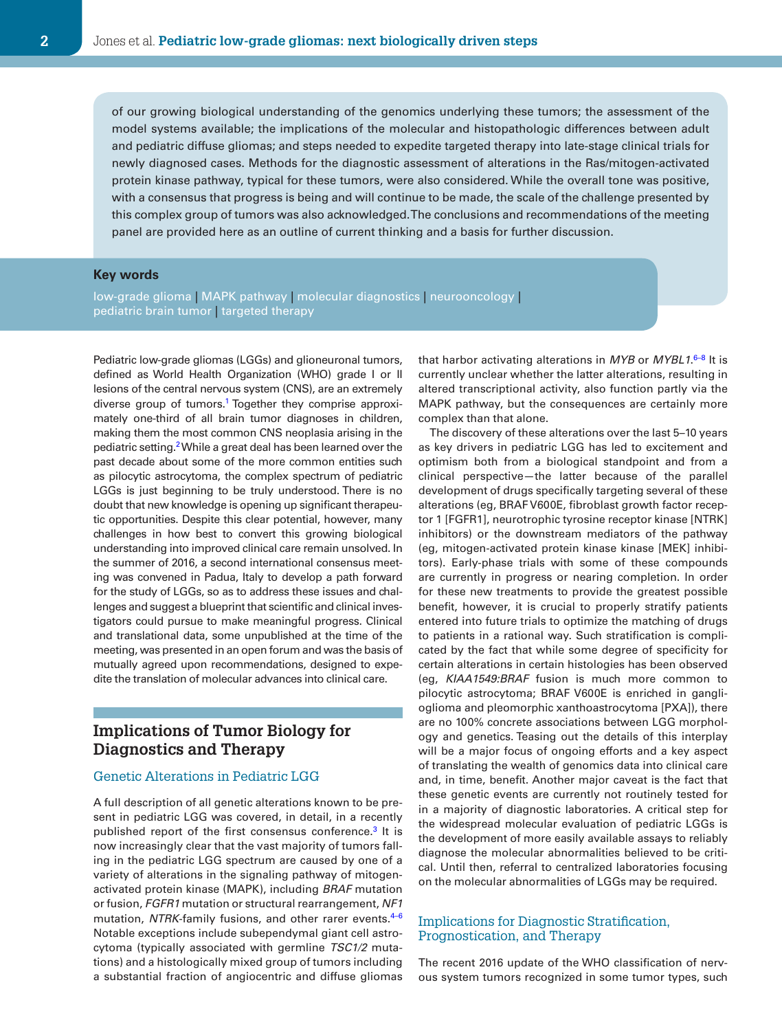of our growing biological understanding of the genomics underlying these tumors; the assessment of the model systems available; the implications of the molecular and histopathologic differences between adult and pediatric diffuse gliomas; and steps needed to expedite targeted therapy into late-stage clinical trials for newly diagnosed cases. Methods for the diagnostic assessment of alterations in the Ras/mitogen-activated protein kinase pathway, typical for these tumors, were also considered. While the overall tone was positive, with a consensus that progress is being and will continue to be made, the scale of the challenge presented by this complex group of tumors was also acknowledged. The conclusions and recommendations of the meeting panel are provided here as an outline of current thinking and a basis for further discussion.

**Key words**

low-grade glioma | MAPK pathway | molecular diagnostics | neurooncology | pediatric brain tumor | targeted therapy

Pediatric low-grade gliomas (LGGs) and glioneuronal tumors, defined as World Health Organization (WHO) grade I or II lesions of the central nervous system (CNS), are an extremely diverse group of tumors.[1] Together they comprise approximately one-third of all brain tumor diagnoses in children, making them the most common CNS neoplasia arising in the pediatric setting.[2] While a great deal has been learned over the past decade about some of the more common entities such as pilocytic astrocytoma, the complex spectrum of pediatric LGGs is just beginning to be truly understood. There is no doubt that new knowledge is opening up significant therapeutic opportunities. Despite this clear potential, however, many challenges in how best to convert this growing biological understanding into improved clinical care remain unsolved. In the summer of 2016, a second international consensus meeting was convened in Padua, Italy to develop a path forward for the study of LGGs, so as to address these issues and challenges and suggest a blueprint that scientific and clinical investigators could pursue to make meaningful progress. Clinical and translational data, some unpublished at the time of the meeting, was presented in an open forum and was the basis of mutually agreed upon recommendations, designed to expedite the translation of molecular advances into clinical care.

## Implications of Tumor Biology for Diagnostics and Therapy

### Genetic Alterations in Pediatric LGG

A full description of all genetic alterations known to be present in pediatric LGG was covered, in detail, in a recently published report of the first consensus conference.[3] It is now increasingly clear that the vast majority of tumors falling in the pediatric LGG spectrum are caused by one of a variety of alterations in the signaling pathway of mitogen-activated protein kinase (MAPK), including *BRAF* mutation or fusion, *FGFR1* mutation or structural rearrangement, *NF1* mutation, *NTRK*-family fusions, and other rarer events.[4–6] Notable exceptions include subependymal giant cell astrocytoma (typically associated with germline *TSC1/2* mutations) and a histologically mixed group of tumors including a substantial fraction of angiocentric and diffuse gliomas that harbor activating alterations in *MYB* or *MYBL1*.[6–8] It is currently unclear whether the latter alterations, resulting in altered transcriptional activity, also function partly via the MAPK pathway, but the consequences are certainly more complex than that alone.

The discovery of these alterations over the last 5–10 years as key drivers in pediatric LGG has led to excitement and optimism both from a biological standpoint and from a clinical perspective—the latter because of the parallel development of drugs specifically targeting several of these alterations (eg, BRAF V600E, fibroblast growth factor receptor 1 [FGFR1], neurotrophic tyrosine receptor kinase [NTRK] inhibitors) or the downstream mediators of the pathway (eg, mitogen-activated protein kinase kinase [MEK] inhibitors). Early-phase trials with some of these compounds are currently in progress or nearing completion. In order for these new treatments to provide the greatest possible benefit, however, it is crucial to properly stratify patients entered into future trials to optimize the matching of drugs to patients in a rational way. Such stratification is complicated by the fact that while some degree of specificity for certain alterations in certain histologies has been observed (eg, *KIAA1549:BRAF* fusion is much more common to pilocytic astrocytoma; BRAF V600E is enriched in ganglioglioma and pleomorphic xanthoastrocytoma [PXA]), there are no 100% concrete associations between LGG morphology and genetics. Teasing out the details of this interplay will be a major focus of ongoing efforts and a key aspect of translating the wealth of genomics data into clinical care and, in time, benefit. Another major caveat is the fact that these genetic events are currently not routinely tested for in a majority of diagnostic laboratories. A critical step for the widespread molecular evaluation of pediatric LGGs is the development of more easily available assays to reliably diagnose the molecular abnormalities believed to be critical. Until then, referral to centralized laboratories focusing on the molecular abnormalities of LGGs may be required.

### Implications for Diagnostic Stratification, Prognostication, and Therapy

The recent 2016 update of the WHO classification of nervous system tumors recognized in some tumor types, such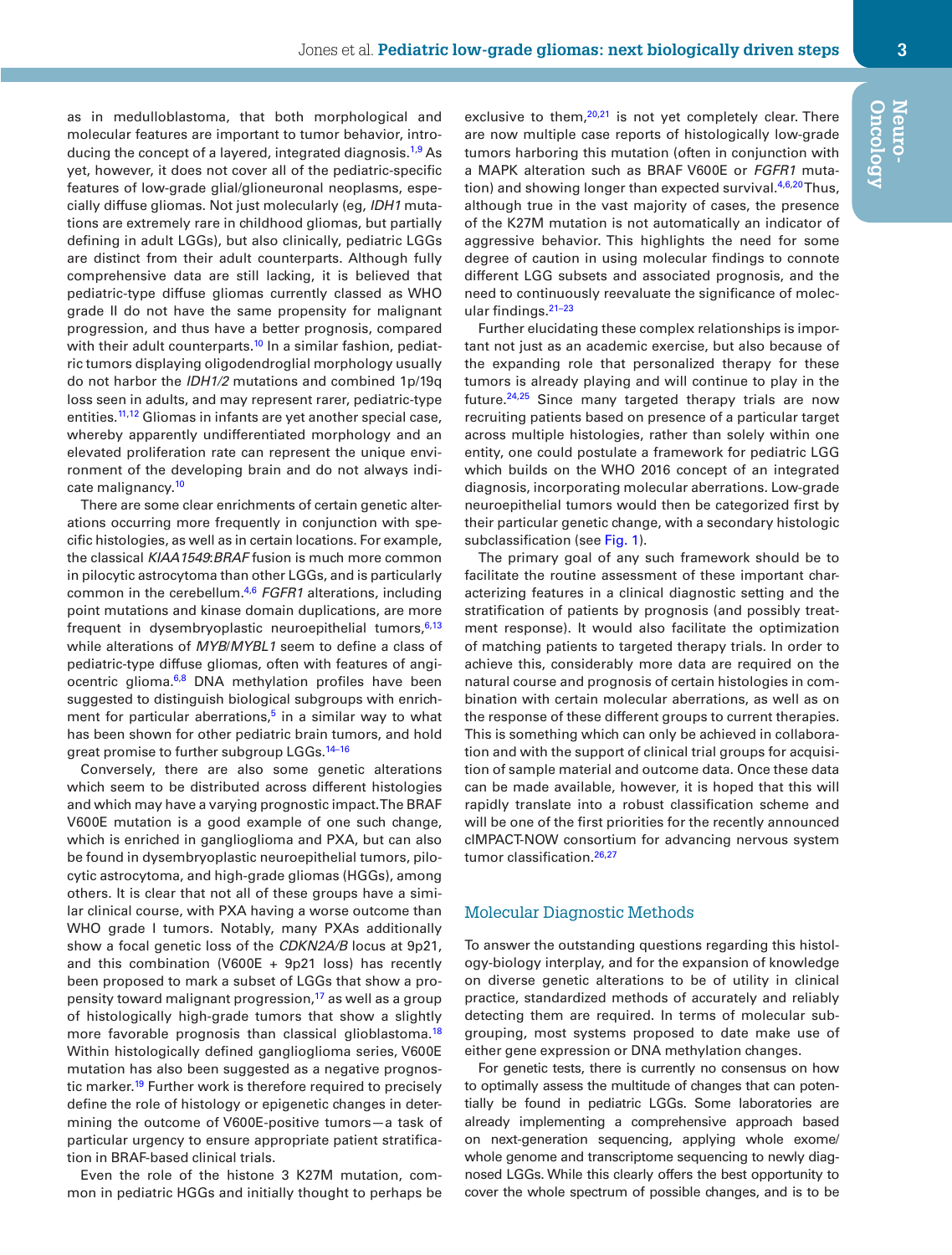as in medulloblastoma, that both morphological and molecular features are important to tumor behavior, introducing the concept of a layered, integrated diagnosis.[1,9] As yet, however, it does not cover all of the pediatric-specific features of low-grade glial/glioneuronal neoplasms, especially diffuse gliomas. Not just molecularly (eg, *IDH1* mutations are extremely rare in childhood gliomas, but partially defining in adult LGGs), but also clinically, pediatric LGGs are distinct from their adult counterparts. Although fully comprehensive data are still lacking, it is believed that pediatric-type diffuse gliomas currently classed as WHO grade II do not have the same propensity for malignant progression, and thus have a better prognosis, compared with their adult counterparts.[10] In a similar fashion, pediatric tumors displaying oligodendroglial morphology usually do not harbor the *IDH1/2* mutations and combined 1p/19q loss seen in adults, and may represent rarer, pediatric-type entities.[11,12] Gliomas in infants are yet another special case, whereby apparently undifferentiated morphology and an elevated proliferation rate can represent the unique environment of the developing brain and do not always indicate malignancy.[10]

There are some clear enrichments of certain genetic alterations occurring more frequently in conjunction with specific histologies, as well as in certain locations. For example, the classical *KIAA1549:BRAF* fusion is much more common in pilocytic astrocytoma than other LGGs, and is particularly common in the cerebellum.[4,6] *FGFR1* alterations, including point mutations and kinase domain duplications, are more frequent in dysembryoplastic neuroepithelial tumors,[6,13] while alterations of *MYB*/*MYBL1* seem to define a class of pediatric-type diffuse gliomas, often with features of angiocentric glioma.[6,8] DNA methylation profiles have been suggested to distinguish biological subgroups with enrichment for particular aberrations,[5] in a similar way to what has been shown for other pediatric brain tumors, and hold great promise to further subgroup LGGs.[14–16]

Conversely, there are also some genetic alterations which seem to be distributed across different histologies and which may have a varying prognostic impact. The BRAF V600E mutation is a good example of one such change, which is enriched in ganglioglioma and PXA, but can also be found in dysembryoplastic neuroepithelial tumors, pilocytic astrocytoma, and high-grade gliomas (HGGs), among others. It is clear that not all of these groups have a similar clinical course, with PXA having a worse outcome than WHO grade I tumors. Notably, many PXAs additionally show a focal genetic loss of the *CDKN2A/B* locus at 9p21, and this combination (V600E + 9p21 loss) has recently been proposed to mark a subset of LGGs that show a propensity toward malignant progression,[17] as well as a group of histologically high-grade tumors that show a slightly more favorable prognosis than classical glioblastoma.[18] Within histologically defined ganglioglioma series, V600E mutation has also been suggested as a negative prognostic marker.[19] Further work is therefore required to precisely define the role of histology or epigenetic changes in determining the outcome of V600E-positive tumors—a task of particular urgency to ensure appropriate patient stratification in BRAF-based clinical trials.

Even the role of the histone 3 K27M mutation, common in pediatric HGGs and initially thought to perhaps be exclusive to them,[20,21] is not yet completely clear. There are now multiple case reports of histologically low-grade tumors harboring this mutation (often in conjunction with a MAPK alteration such as BRAF V600E or *FGFR1* mutation) and showing longer than expected survival.[4,6,20] Thus, although true in the vast majority of cases, the presence of the K27M mutation is not automatically an indicator of aggressive behavior. This highlights the need for some degree of caution in using molecular findings to connote different LGG subsets and associated prognosis, and the need to continuously reevaluate the significance of molecular findings.[21–23]

Further elucidating these complex relationships is important not just as an academic exercise, but also because of the expanding role that personalized therapy for these tumors is already playing and will continue to play in the future.[24,25] Since many targeted therapy trials are now recruiting patients based on presence of a particular target across multiple histologies, rather than solely within one entity, one could postulate a framework for pediatric LGG which builds on the WHO 2016 concept of an integrated diagnosis, incorporating molecular aberrations. Low-grade neuroepithelial tumors would then be categorized first by their particular genetic change, with a secondary histologic subclassification (see Fig. 1).

The primary goal of any such framework should be to facilitate the routine assessment of these important characterizing features in a clinical diagnostic setting and the stratification of patients by prognosis (and possibly treatment response). It would also facilitate the optimization of matching patients to targeted therapy trials. In order to achieve this, considerably more data are required on the natural course and prognosis of certain histologies in combination with certain molecular aberrations, as well as on the response of these different groups to current therapies. This is something which can only be achieved in collaboration and with the support of clinical trial groups for acquisition of sample material and outcome data. Once these data can be made available, however, it is hoped that this will rapidly translate into a robust classification scheme and will be one of the first priorities for the recently announced cIMPACT-NOW consortium for advancing nervous system tumor classification.[26,27]

## Molecular Diagnostic Methods

To answer the outstanding questions regarding this histology-biology interplay, and for the expansion of knowledge on diverse genetic alterations to be of utility in clinical practice, standardized methods of accurately and reliably detecting them are required. In terms of molecular subgrouping, most systems proposed to date make use of either gene expression or DNA methylation changes.

For genetic tests, there is currently no consensus on how to optimally assess the multitude of changes that can potentially be found in pediatric LGGs. Some laboratories are already implementing a comprehensive approach based on next-generation sequencing, applying whole exome/whole genome and transcriptome sequencing to newly diagnosed LGGs. While this clearly offers the best opportunity to cover the whole spectrum of possible changes, and is to be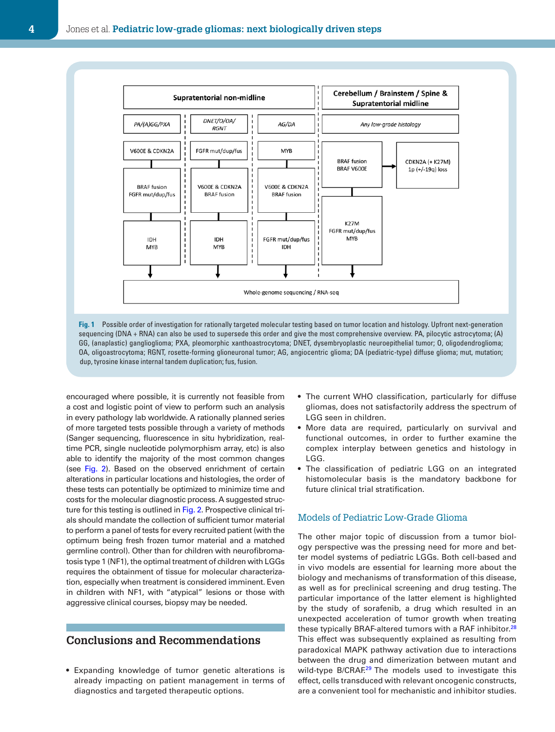| Supratentorial non-midline | | | Cerebellum / Brainstem / Spine & Supratentorial midline | |
|---|---|---|---|---|
| PA/(A)GG/PXA | DNET/O/OA/RGNT | AG/DA | Any low-grade histology | |
| V600E & CDKN2A | FGFR mut/dup/fus | MYB | BRAF fusion BRAF V600E | → CDKN2A (+ K27M) 1p (+/-19q) loss |
| BRAF fusion FGFR mut/dup/fus | V600E & CDKN2A BRAF fusion | V600E & CDKN2A BRAF fusion | | |
| IDH MYB | IDH MYB | FGFR mut/dup/fus IDH | K27M FGFR mut/dup/fus MYB | |
| Whole-genome sequencing / RNA-seq | | | | |

**Fig. 1** Possible order of investigation for rationally targeted molecular testing based on tumor location and histology. Upfront next-generation sequencing (DNA + RNA) can also be used to supersede this order and give the most comprehensive overview. PA, pilocytic astrocytoma; (A) GG, (anaplastic) ganglioglioma; PXA, pleomorphic xanthoastrocytoma; DNET, dysembryoplastic neuroepithelial tumor; O, oligodendroglioma; OA, oligoastrocytoma; RGNT, rosette-forming glioneuronal tumor; AG, angiocentric glioma; DA (pediatric-type) diffuse glioma; mut, mutation; dup, tyrosine kinase internal tandem duplication; fus, fusion.

encouraged where possible, it is currently not feasible from a cost and logistic point of view to perform such an analysis in every pathology lab worldwide. A rationally planned series of more targeted tests possible through a variety of methods (Sanger sequencing, fluorescence in situ hybridization, real-time PCR, single nucleotide polymorphism array, etc) is also able to identify the majority of the most common changes (see Fig. 2). Based on the observed enrichment of certain alterations in particular locations and histologies, the order of these tests can potentially be optimized to minimize time and costs for the molecular diagnostic process. A suggested structure for this testing is outlined in Fig. 2. Prospective clinical trials should mandate the collection of sufficient tumor material to perform a panel of tests for every recruited patient (with the optimum being fresh frozen tumor material and a matched germline control). Other than for children with neurofibromatosis type 1 (NF1), the optimal treatment of children with LGGs requires the obtainment of tissue for molecular characterization, especially when treatment is considered imminent. Even in children with NF1, with "atypical" lesions or those with aggressive clinical courses, biopsy may be needed.

## Conclusions and Recommendations

- Expanding knowledge of tumor genetic alterations is already impacting on patient management in terms of diagnostics and targeted therapeutic options.
- The current WHO classification, particularly for diffuse gliomas, does not satisfactorily address the spectrum of LGG seen in children.
- More data are required, particularly on survival and functional outcomes, in order to further examine the complex interplay between genetics and histology in LGG.
- The classification of pediatric LGG on an integrated histomolecular basis is the mandatory backbone for future clinical trial stratification.

### Models of Pediatric Low-Grade Glioma

The other major topic of discussion from a tumor biology perspective was the pressing need for more and better model systems of pediatric LGGs. Both cell-based and in vivo models are essential for learning more about the biology and mechanisms of transformation of this disease, as well as for preclinical screening and drug testing. The particular importance of the latter element is highlighted by the study of sorafenib, a drug which resulted in an unexpected acceleration of tumor growth when treating these typically BRAF-altered tumors with a RAF inhibitor.[28] This effect was subsequently explained as resulting from paradoxical MAPK pathway activation due to interactions between the drug and dimerization between mutant and wild-type B/CRAF.[29] The models used to investigate this effect, cells transduced with relevant oncogenic constructs, are a convenient tool for mechanistic and inhibitor studies.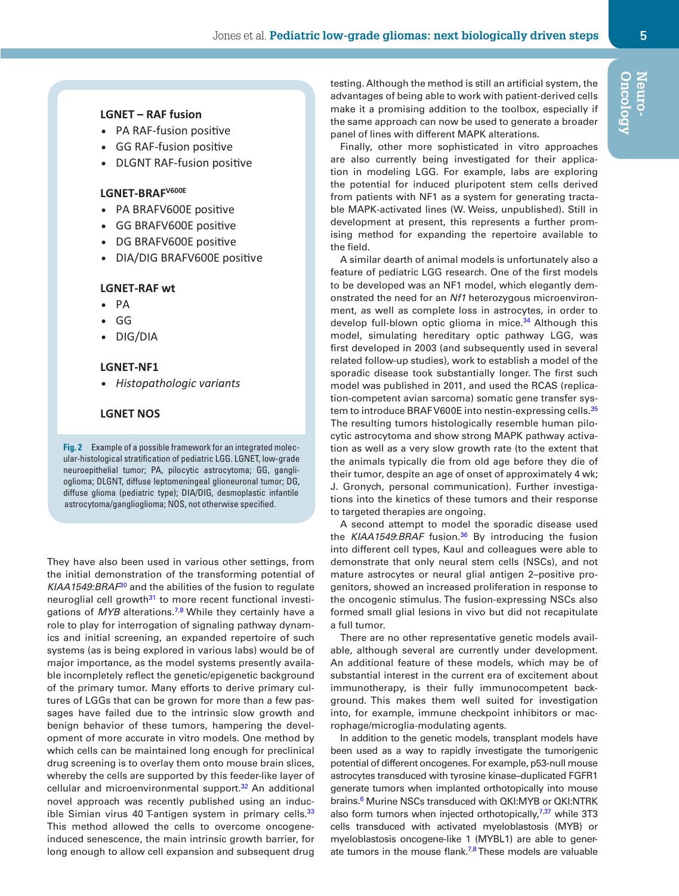**LGNET – RAF fusion**

- PA RAF-fusion positive
- GG RAF-fusion positive
- DLGNT RAF-fusion positive

**LGNET-BRAF$^{V600E}$**

- PA BRAFV600E positive
- GG BRAFV600E positive
- DG BRAFV600E positive
- DIA/DIG BRAFV600E positive

**LGNET-RAF wt**

- PA
- GG
- DIG/DIA

**LGNET-NF1**

- *Histopathologic variants*

**LGNET NOS**

**Fig. 2** Example of a possible framework for an integrated molecular-histological stratification of pediatric LGG. LGNET, low-grade neuroepithelial tumor; PA, pilocytic astrocytoma; GG, ganglioglioma; DLGNT, diffuse leptomeningeal glioneuronal tumor; DG, diffuse glioma (pediatric type); DIA/DIG, desmoplastic infantile astrocytoma/ganglioglioma; NOS, not otherwise specified.

They have also been used in various other settings, from the initial demonstration of the transforming potential of *KIAA1549:BRAF*[30] and the abilities of the fusion to regulate neuroglial cell growth[31] to more recent functional investigations of *MYB* alterations.[7,8] While they certainly have a role to play for interrogation of signaling pathway dynamics and initial screening, an expanded repertoire of such systems (as is being explored in various labs) would be of major importance, as the model systems presently available incompletely reflect the genetic/epigenetic background of the primary tumor. Many efforts to derive primary cultures of LGGs that can be grown for more than a few passages have failed due to the intrinsic slow growth and benign behavior of these tumors, hampering the development of more accurate in vitro models. One method by which cells can be maintained long enough for preclinical drug screening is to overlay them onto mouse brain slices, whereby the cells are supported by this feeder-like layer of cellular and microenvironmental support.[32] An additional novel approach was recently published using an inducible Simian virus 40 T-antigen system in primary cells.[33] This method allowed the cells to overcome oncogene-induced senescence, the main intrinsic growth barrier, for long enough to allow cell expansion and subsequent drug testing. Although the method is still an artificial system, the advantages of being able to work with patient-derived cells make it a promising addition to the toolbox, especially if the same approach can now be used to generate a broader panel of lines with different MAPK alterations.

Finally, other more sophisticated in vitro approaches are also currently being investigated for their application in modeling LGG. For example, labs are exploring the potential for induced pluripotent stem cells derived from patients with NF1 as a system for generating tractable MAPK-activated lines (W. Weiss, unpublished). Still in development at present, this represents a further promising method for expanding the repertoire available to the field.

A similar dearth of animal models is unfortunately also a feature of pediatric LGG research. One of the first models to be developed was an NF1 model, which elegantly demonstrated the need for an *Nf1* heterozygous microenvironment, as well as complete loss in astrocytes, in order to develop full-blown optic glioma in mice.[34] Although this model, simulating hereditary optic pathway LGG, was first developed in 2003 (and subsequently used in several related follow-up studies), work to establish a model of the sporadic disease took substantially longer. The first such model was published in 2011, and used the RCAS (replication-competent avian sarcoma) somatic gene transfer system to introduce BRAFV600E into nestin-expressing cells.[35] The resulting tumors histologically resemble human pilocytic astrocytoma and show strong MAPK pathway activation as well as a very slow growth rate (to the extent that the animals typically die from old age before they die of their tumor, despite an age of onset of approximately 4 wk; J. Gronych, personal communication). Further investigations into the kinetics of these tumors and their response to targeted therapies are ongoing.

A second attempt to model the sporadic disease used the *KIAA1549:BRAF* fusion.[36] By introducing the fusion into different cell types, Kaul and colleagues were able to demonstrate that only neural stem cells (NSCs), and not mature astrocytes or neural glial antigen 2–positive progenitors, showed an increased proliferation in response to the oncogenic stimulus. The fusion-expressing NSCs also formed small glial lesions in vivo but did not recapitulate a full tumor.

There are no other representative genetic models available, although several are currently under development. An additional feature of these models, which may be of substantial interest in the current era of excitement about immunotherapy, is their fully immunocompetent background. This makes them well suited for investigation into, for example, immune checkpoint inhibitors or macrophage/microglia-modulating agents.

In addition to the genetic models, transplant models have been used as a way to rapidly investigate the tumorigenic potential of different oncogenes. For example, p53-null mouse astrocytes transduced with tyrosine kinase–duplicated FGFR1 generate tumors when implanted orthotopically into mouse brains.[6] Murine NSCs transduced with QKI:MYB or QKI:NTRK also form tumors when injected orthotopically,[7,37] while 3T3 cells transduced with activated myeloblastosis (MYB) or myeloblastosis oncogene-like 1 (MYBL1) are able to generate tumors in the mouse flank.[7,8] These models are valuable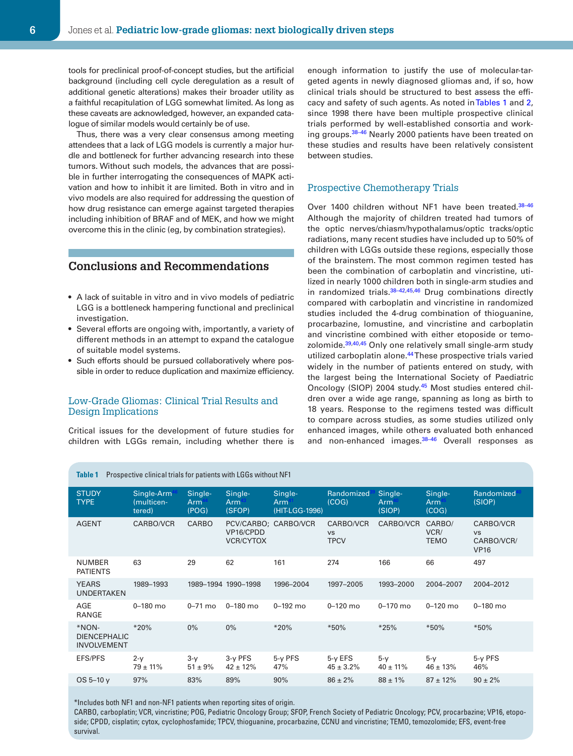tools for preclinical proof-of-concept studies, but the artificial background (including cell cycle deregulation as a result of additional genetic alterations) makes their broader utility as a faithful recapitulation of LGG somewhat limited. As long as these caveats are acknowledged, however, an expanded catalogue of similar models would certainly be of use.

Thus, there was a very clear consensus among meeting attendees that a lack of LGG models is currently a major hurdle and bottleneck for further advancing research into these tumors. Without such models, the advances that are possible in further interrogating the consequences of MAPK activation and how to inhibit it are limited. Both in vitro and in vivo models are also required for addressing the question of how drug resistance can emerge against targeted therapies including inhibition of BRAF and of MEK, and how we might overcome this in the clinic (eg, by combination strategies).

## Conclusions and Recommendations

- A lack of suitable in vitro and in vivo models of pediatric LGG is a bottleneck hampering functional and preclinical investigation.
- Several efforts are ongoing with, importantly, a variety of different methods in an attempt to expand the catalogue of suitable model systems.
- Such efforts should be pursued collaboratively where possible in order to reduce duplication and maximize efficiency.

### Low-Grade Gliomas: Clinical Trial Results and Design Implications

Critical issues for the development of future studies for children with LGGs remain, including whether there is enough information to justify the use of molecular-targeted agents in newly diagnosed gliomas and, if so, how clinical trials should be structured to best assess the efficacy and safety of such agents. As noted in Tables 1 and 2, since 1998 there have been multiple prospective clinical trials performed by well-established consortia and working groups.[38–46] Nearly 2000 patients have been treated on these studies and results have been relatively consistent between studies.

### Prospective Chemotherapy Trials

Over 1400 children without NF1 have been treated.[38–46] Although the majority of children treated had tumors of the optic nerves/chiasm/hypothalamus/optic tracks/optic radiations, many recent studies have included up to 50% of children with LGGs outside these regions, especially those of the brainstem. The most common regimen tested has been the combination of carboplatin and vincristine, utilized in nearly 1000 children both in single-arm studies and in randomized trials.[38–42,45,46] Drug combinations directly compared with carboplatin and vincristine in randomized studies included the 4-drug combination of thioguanine, procarbazine, lomustine, and vincristine and carboplatin and vincristine combined with either etoposide or temozolomide.[39,40,45] Only one relatively small single-arm study utilized carboplatin alone.[44] These prospective trials varied widely in the number of patients entered on study, with the largest being the International Society of Paediatric Oncology (SIOP) 2004 study.[45] Most studies entered children over a wide age range, spanning as long as birth to 18 years. Response to the regimens tested was difficult to compare across studies, as some studies utilized only enhanced images, while others evaluated both enhanced and non-enhanced images.[38–46] Overall responses as

**Table 1** Prospective clinical trials for patients with LGGs without NF1

| STUDY TYPE | Single-Arm[46] (multicentered) | Single-Arm[44] (POG) | Single-Arm[43] (SFOP) | Single-Arm[41] (HIT-LGG-1996) | Randomized[39] (COG) | Single-Arm[40] (SIOP) | Single-Arm[45] (COG) | Randomized[40] (SIOP) |
|---|---|---|---|---|---|---|---|---|
| AGENT | CARBO/VCR | CARBO | PCV/CARBO; VP16/CPDD VCR/CYTOX | CARBO/VCR | CARBO/VCR vs TPCV | CARBO/VCR | CARBO/ VCR/ TEMO | CARBO/VCR vs CARBO/VCR/ VP16 |
| NUMBER PATIENTS | 63 | 29 | 62 | 161 | 274 | 166 | 66 | 497 |
| YEARS UNDERTAKEN | 1989–1993 | 1989–1994 | 1990–1998 | 1996–2004 | 1997–2005 | 1993–2000 | 2004–2007 | 2004–2012 |
| AGE RANGE | 0–180 mo | 0–71 mo | 0–180 mo | 0–192 mo | 0–120 mo | 0–170 mo | 0–120 mo | 0–180 mo |
| *NON-DIENCEPHALIC INVOLVEMENT | *20% | 0% | 0% | *20% | *50% | *25% | *50% | *50% |
| EFS/PFS | 2-y 79 ± 11% | 3-y 51 ± 9% | 3-y PFS 42 ± 12% | 5-y PFS 47% | 5-y EFS 45 ± 3.2% | 5-y 40 ± 11% | 5-y 46 ± 13% | 5-y PFS 46% |
| OS 5–10 y | 97% | 83% | 89% | 90% | 86 ± 2% | 88 ± 1% | 87 ± 12% | 90 ± 2% |

*Includes both NF1 and non-NF1 patients when reporting sites of origin.
CARBO, carboplatin; VCR, vincristine; POG, Pediatric Oncology Group; SFOP, French Society of Pediatric Oncology; PCV, procarbazine; VP16, etoposide; CPDD, cisplatin; cytox, cyclophosfamide; TPCV, thioguanine, procarbazine, CCNU and vincristine; TEMO, temozolomide; EFS, event-free survival.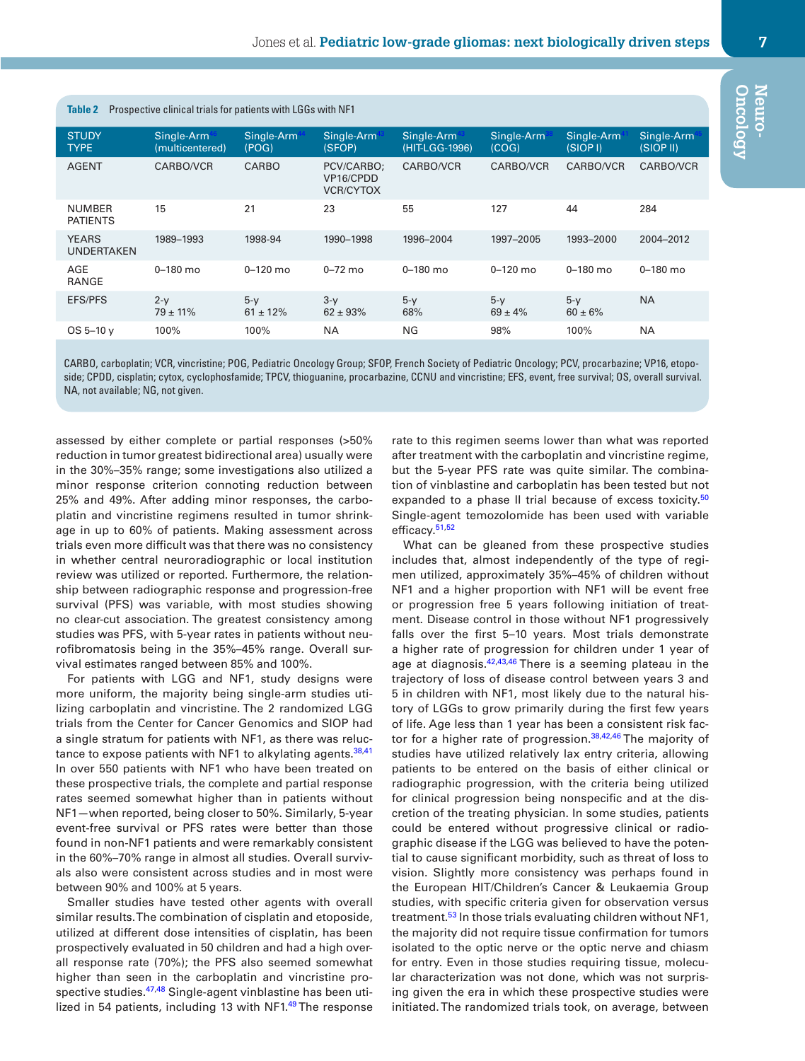**Table 2** Prospective clinical trials for patients with LGGs with NF1

| STUDY TYPE | Single-Arm[46] (multicentered) | Single-Arm[44] (POG) | Single-Arm[43] (SFOP) | Single-Arm[43] (HIT-LGG-1996) | Single-Arm[38] (COG) | Single-Arm[41] (SIOP I) | Single-Arm[45] (SIOP II) |
|---|---|---|---|---|---|---|---|
| AGENT | CARBO/VCR | CARBO | PCV/CARBO; VP16/CPDD VCR/CYTOX | CARBO/VCR | CARBO/VCR | CARBO/VCR | CARBO/VCR |
| NUMBER PATIENTS | 15 | 21 | 23 | 55 | 127 | 44 | 284 |
| YEARS UNDERTAKEN | 1989–1993 | 1998-94 | 1990–1998 | 1996–2004 | 1997–2005 | 1993–2000 | 2004–2012 |
| AGE RANGE | 0–180 mo | 0–120 mo | 0–72 mo | 0–180 mo | 0–120 mo | 0–180 mo | 0–180 mo |
| EFS/PFS | 2-y 79 ± 11% | 5-y 61 ± 12% | 3-y 62 ± 93% | 5-y 68% | 5-y 69 ± 4% | 5-y 60 ± 6% | NA |
| OS 5–10 y | 100% | 100% | NA | NG | 98% | 100% | NA |

CARBO, carboplatin; VCR, vincristine; POG, Pediatric Oncology Group; SFOP, French Society of Pediatric Oncology; PCV, procarbazine; VP16, etoposide; CPDD, cisplatin; cytox, cyclophosfamide; TPCV, thioguanine, procarbazine, CCNU and vincristine; EFS, event, free survival; OS, overall survival. NA, not available; NG, not given.

assessed by either complete or partial responses (>50% reduction in tumor greatest bidirectional area) usually were in the 30%–35% range; some investigations also utilized a minor response criterion connoting reduction between 25% and 49%. After adding minor responses, the carboplatin and vincristine regimens resulted in tumor shrinkage in up to 60% of patients. Making assessment across trials even more difficult was that there was no consistency in whether central neuroradiographic or local institution review was utilized or reported. Furthermore, the relationship between radiographic response and progression-free survival (PFS) was variable, with most studies showing no clear-cut association. The greatest consistency among studies was PFS, with 5-year rates in patients without neurofibromatosis being in the 35%–45% range. Overall survival estimates ranged between 85% and 100%.

For patients with LGG and NF1, study designs were more uniform, the majority being single-arm studies utilizing carboplatin and vincristine. The 2 randomized LGG trials from the Center for Cancer Genomics and SIOP had a single stratum for patients with NF1, as there was reluctance to expose patients with NF1 to alkylating agents.[38,41] In over 550 patients with NF1 who have been treated on these prospective trials, the complete and partial response rates seemed somewhat higher than in patients without NF1—when reported, being closer to 50%. Similarly, 5-year event-free survival or PFS rates were better than those found in non-NF1 patients and were remarkably consistent in the 60%–70% range in almost all studies. Overall survivals also were consistent across studies and in most were between 90% and 100% at 5 years.

Smaller studies have tested other agents with overall similar results. The combination of cisplatin and etoposide, utilized at different dose intensities of cisplatin, has been prospectively evaluated in 50 children and had a high overall response rate (70%); the PFS also seemed somewhat higher than seen in the carboplatin and vincristine prospective studies.[47,48] Single-agent vinblastine has been utilized in 54 patients, including 13 with NF1.[49] The response rate to this regimen seems lower than what was reported after treatment with the carboplatin and vincristine regime, but the 5-year PFS rate was quite similar. The combination of vinblastine and carboplatin has been tested but not expanded to a phase II trial because of excess toxicity.[50] Single-agent temozolomide has been used with variable efficacy.[51,52]

What can be gleaned from these prospective studies includes that, almost independently of the type of regimen utilized, approximately 35%–45% of children without NF1 and a higher proportion with NF1 will be event free or progression free 5 years following initiation of treatment. Disease control in those without NF1 progressively falls over the first 5–10 years. Most trials demonstrate a higher rate of progression for children under 1 year of age at diagnosis.[42,43,46] There is a seeming plateau in the trajectory of loss of disease control between years 3 and 5 in children with NF1, most likely due to the natural history of LGGs to grow primarily during the first few years of life. Age less than 1 year has been a consistent risk factor for a higher rate of progression.[38,42,46] The majority of studies have utilized relatively lax entry criteria, allowing patients to be entered on the basis of either clinical or radiographic progression, with the criteria being utilized for clinical progression being nonspecific and at the discretion of the treating physician. In some studies, patients could be entered without progressive clinical or radiographic disease if the LGG was believed to have the potential to cause significant morbidity, such as threat of loss to vision. Slightly more consistency was perhaps found in the European HIT/Children's Cancer & Leukaemia Group studies, with specific criteria given for observation versus treatment.[53] In those trials evaluating children without NF1, the majority did not require tissue confirmation for tumors isolated to the optic nerve or the optic nerve and chiasm for entry. Even in those studies requiring tissue, molecular characterization was not done, which was not surprising given the era in which these prospective studies were initiated. The randomized trials took, on average, between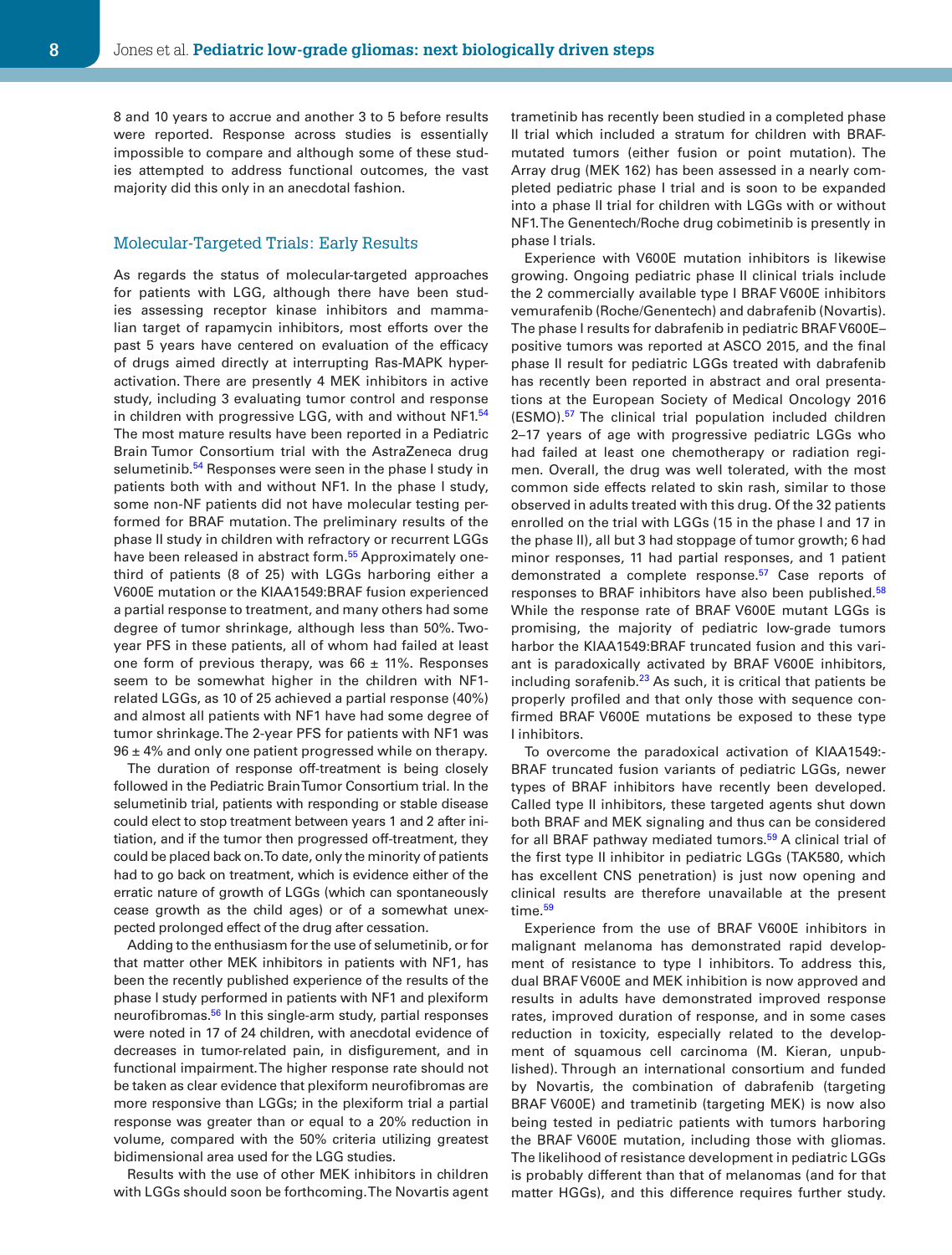8 and 10 years to accrue and another 3 to 5 before results were reported. Response across studies is essentially impossible to compare and although some of these studies attempted to address functional outcomes, the vast majority did this only in an anecdotal fashion.

## Molecular-Targeted Trials: Early Results

As regards the status of molecular-targeted approaches for patients with LGG, although there have been studies assessing receptor kinase inhibitors and mammalian target of rapamycin inhibitors, most efforts over the past 5 years have centered on evaluation of the efficacy of drugs aimed directly at interrupting Ras-MAPK hyperactivation. There are presently 4 MEK inhibitors in active study, including 3 evaluating tumor control and response in children with progressive LGG, with and without NF1.[54] The most mature results have been reported in a Pediatric Brain Tumor Consortium trial with the AstraZeneca drug selumetinib.[54] Responses were seen in the phase I study in patients both with and without NF1. In the phase I study, some non-NF patients did not have molecular testing performed for BRAF mutation. The preliminary results of the phase II study in children with refractory or recurrent LGGs have been released in abstract form.[55] Approximately one-third of patients (8 of 25) with LGGs harboring either a V600E mutation or the KIAA1549:BRAF fusion experienced a partial response to treatment, and many others had some degree of tumor shrinkage, although less than 50%. Two-year PFS in these patients, all of whom had failed at least one form of previous therapy, was 66 ± 11%. Responses seem to be somewhat higher in the children with NF1-related LGGs, as 10 of 25 achieved a partial response (40%) and almost all patients with NF1 have had some degree of tumor shrinkage. The 2-year PFS for patients with NF1 was 96 ± 4% and only one patient progressed while on therapy.

The duration of response off-treatment is being closely followed in the Pediatric Brain Tumor Consortium trial. In the selumetinib trial, patients with responding or stable disease could elect to stop treatment between years 1 and 2 after initiation, and if the tumor then progressed off-treatment, they could be placed back on. To date, only the minority of patients had to go back on treatment, which is evidence either of the erratic nature of growth of LGGs (which can spontaneously cease growth as the child ages) or of a somewhat unexpected prolonged effect of the drug after cessation.

Adding to the enthusiasm for the use of selumetinib, or for that matter other MEK inhibitors in patients with NF1, has been the recently published experience of the results of the phase I study performed in patients with NF1 and plexiform neurofibromas.[56] In this single-arm study, partial responses were noted in 17 of 24 children, with anecdotal evidence of decreases in tumor-related pain, in disfigurement, and in functional impairment. The higher response rate should not be taken as clear evidence that plexiform neurofibromas are more responsive than LGGs; in the plexiform trial a partial response was greater than or equal to a 20% reduction in volume, compared with the 50% criteria utilizing greatest bidimensional area used for the LGG studies.

Results with the use of other MEK inhibitors in children with LGGs should soon be forthcoming. The Novartis agent trametinib has recently been studied in a completed phase II trial which included a stratum for children with BRAF-mutated tumors (either fusion or point mutation). The Array drug (MEK 162) has been assessed in a nearly completed pediatric phase I trial and is soon to be expanded into a phase II trial for children with LGGs with or without NF1. The Genentech/Roche drug cobimetinib is presently in phase I trials.

Experience with V600E mutation inhibitors is likewise growing. Ongoing pediatric phase II clinical trials include the 2 commercially available type I BRAF V600E inhibitors vemurafenib (Roche/Genentech) and dabrafenib (Novartis). The phase I results for dabrafenib in pediatric BRAF V600E–positive tumors was reported at ASCO 2015, and the final phase II result for pediatric LGGs treated with dabrafenib has recently been reported in abstract and oral presentations at the European Society of Medical Oncology 2016 (ESMO).[57] The clinical trial population included children 2–17 years of age with progressive pediatric LGGs who had failed at least one chemotherapy or radiation regimen. Overall, the drug was well tolerated, with the most common side effects related to skin rash, similar to those observed in adults treated with this drug. Of the 32 patients enrolled on the trial with LGGs (15 in the phase I and 17 in the phase II), all but 3 had stoppage of tumor growth; 6 had minor responses, 11 had partial responses, and 1 patient demonstrated a complete response.[57] Case reports of responses to BRAF inhibitors have also been published.[58] While the response rate of BRAF V600E mutant LGGs is promising, the majority of pediatric low-grade tumors harbor the KIAA1549:BRAF truncated fusion and this variant is paradoxically activated by BRAF V600E inhibitors, including sorafenib.[23] As such, it is critical that patients be properly profiled and that only those with sequence confirmed BRAF V600E mutations be exposed to these type I inhibitors.

To overcome the paradoxical activation of KIAA1549:-BRAF truncated fusion variants of pediatric LGGs, newer types of BRAF inhibitors have recently been developed. Called type II inhibitors, these targeted agents shut down both BRAF and MEK signaling and thus can be considered for all BRAF pathway mediated tumors.[59] A clinical trial of the first type II inhibitor in pediatric LGGs (TAK580, which has excellent CNS penetration) is just now opening and clinical results are therefore unavailable at the present time.[59]

Experience from the use of BRAF V600E inhibitors in malignant melanoma has demonstrated rapid development of resistance to type I inhibitors. To address this, dual BRAF V600E and MEK inhibition is now approved and results in adults have demonstrated improved response rates, improved duration of response, and in some cases reduction in toxicity, especially related to the development of squamous cell carcinoma (M. Kieran, unpublished). Through an international consortium and funded by Novartis, the combination of dabrafenib (targeting BRAF V600E) and trametinib (targeting MEK) is now also being tested in pediatric patients with tumors harboring the BRAF V600E mutation, including those with gliomas. The likelihood of resistance development in pediatric LGGs is probably different than that of melanomas (and for that matter HGGs), and this difference requires further study.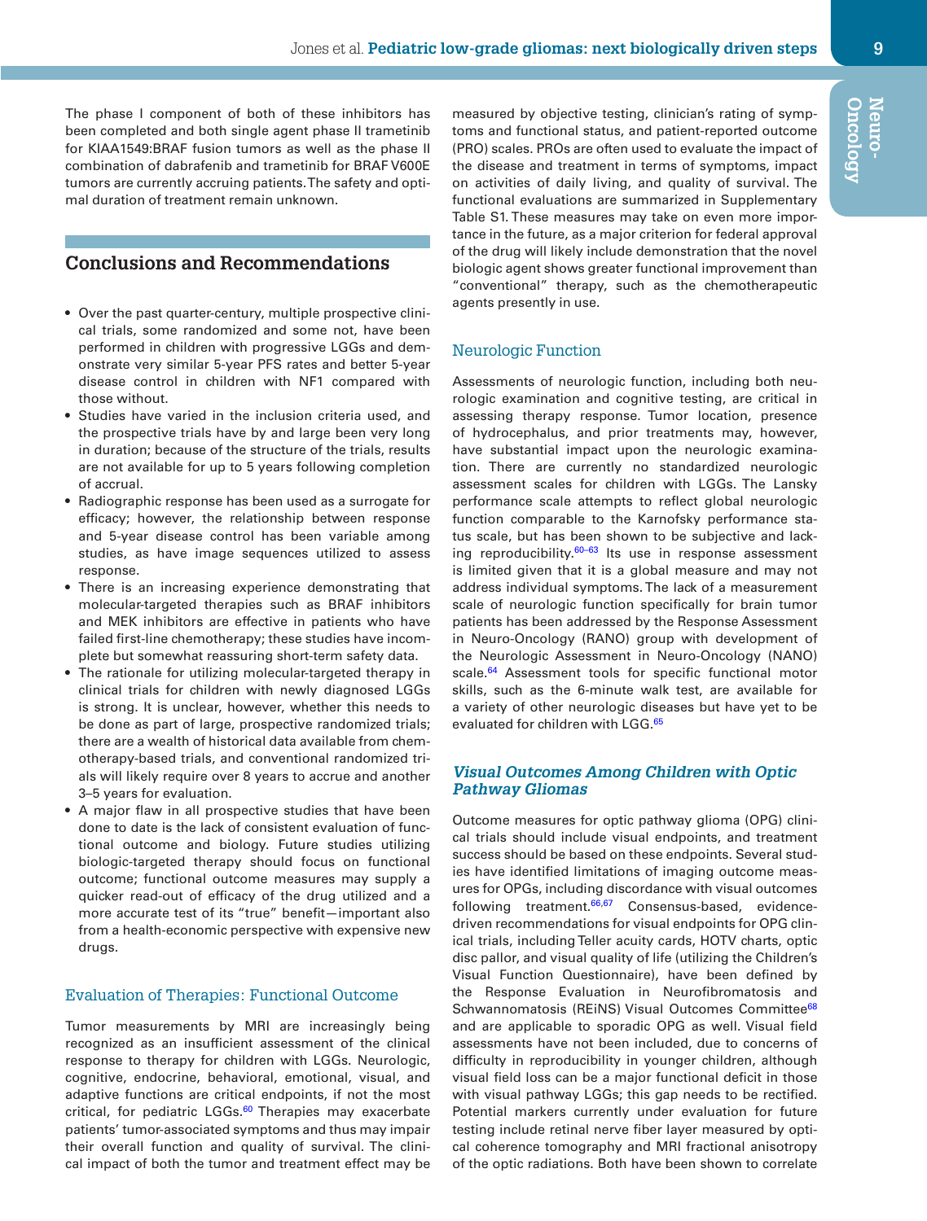The phase I component of both of these inhibitors has been completed and both single agent phase II trametinib for KIAA1549:BRAF fusion tumors as well as the phase II combination of dabrafenib and trametinib for BRAF V600E tumors are currently accruing patients. The safety and optimal duration of treatment remain unknown.

## Conclusions and Recommendations

- Over the past quarter-century, multiple prospective clinical trials, some randomized and some not, have been performed in children with progressive LGGs and demonstrate very similar 5-year PFS rates and better 5-year disease control in children with NF1 compared with those without.
- Studies have varied in the inclusion criteria used, and the prospective trials have by and large been very long in duration; because of the structure of the trials, results are not available for up to 5 years following completion of accrual.
- Radiographic response has been used as a surrogate for efficacy; however, the relationship between response and 5-year disease control has been variable among studies, as have image sequences utilized to assess response.
- There is an increasing experience demonstrating that molecular-targeted therapies such as BRAF inhibitors and MEK inhibitors are effective in patients who have failed first-line chemotherapy; these studies have incomplete but somewhat reassuring short-term safety data.
- The rationale for utilizing molecular-targeted therapy in clinical trials for children with newly diagnosed LGGs is strong. It is unclear, however, whether this needs to be done as part of large, prospective randomized trials; there are a wealth of historical data available from chemotherapy-based trials, and conventional randomized trials will likely require over 8 years to accrue and another 3–5 years for evaluation.
- A major flaw in all prospective studies that have been done to date is the lack of consistent evaluation of functional outcome and biology. Future studies utilizing biologic-targeted therapy should focus on functional outcome; functional outcome measures may supply a quicker read-out of efficacy of the drug utilized and a more accurate test of its "true" benefit—important also from a health-economic perspective with expensive new drugs.

### Evaluation of Therapies: Functional Outcome

Tumor measurements by MRI are increasingly being recognized as an insufficient assessment of the clinical response to therapy for children with LGGs. Neurologic, cognitive, endocrine, behavioral, emotional, visual, and adaptive functions are critical endpoints, if not the most critical, for pediatric LGGs.[60] Therapies may exacerbate patients' tumor-associated symptoms and thus may impair their overall function and quality of survival. The clinical impact of both the tumor and treatment effect may be measured by objective testing, clinician's rating of symptoms and functional status, and patient-reported outcome (PRO) scales. PROs are often used to evaluate the impact of the disease and treatment in terms of symptoms, impact on activities of daily living, and quality of survival. The functional evaluations are summarized in Supplementary Table S1. These measures may take on even more importance in the future, as a major criterion for federal approval of the drug will likely include demonstration that the novel biologic agent shows greater functional improvement than "conventional" therapy, such as the chemotherapeutic agents presently in use.

### Neurologic Function

Assessments of neurologic function, including both neurologic examination and cognitive testing, are critical in assessing therapy response. Tumor location, presence of hydrocephalus, and prior treatments may, however, have substantial impact upon the neurologic examination. There are currently no standardized neurologic assessment scales for children with LGGs. The Lansky performance scale attempts to reflect global neurologic function comparable to the Karnofsky performance status scale, but has been shown to be subjective and lacking reproducibility.[60–63] Its use in response assessment is limited given that it is a global measure and may not address individual symptoms. The lack of a measurement scale of neurologic function specifically for brain tumor patients has been addressed by the Response Assessment in Neuro-Oncology (RANO) group with development of the Neurologic Assessment in Neuro-Oncology (NANO) scale.[64] Assessment tools for specific functional motor skills, such as the 6-minute walk test, are available for a variety of other neurologic diseases but have yet to be evaluated for children with LGG.[65]

#### *Visual Outcomes Among Children with Optic Pathway Gliomas*

Outcome measures for optic pathway glioma (OPG) clinical trials should include visual endpoints, and treatment success should be based on these endpoints. Several studies have identified limitations of imaging outcome measures for OPGs, including discordance with visual outcomes following treatment.[66,67] Consensus-based, evidence-driven recommendations for visual endpoints for OPG clinical trials, including Teller acuity cards, HOTV charts, optic disc pallor, and visual quality of life (utilizing the Children's Visual Function Questionnaire), have been defined by the Response Evaluation in Neurofibromatosis and Schwannomatosis (REiNS) Visual Outcomes Committee[68] and are applicable to sporadic OPG as well. Visual field assessments have not been included, due to concerns of difficulty in reproducibility in younger children, although visual field loss can be a major functional deficit in those with visual pathway LGGs; this gap needs to be rectified. Potential markers currently under evaluation for future testing include retinal nerve fiber layer measured by optical coherence tomography and MRI fractional anisotropy of the optic radiations. Both have been shown to correlate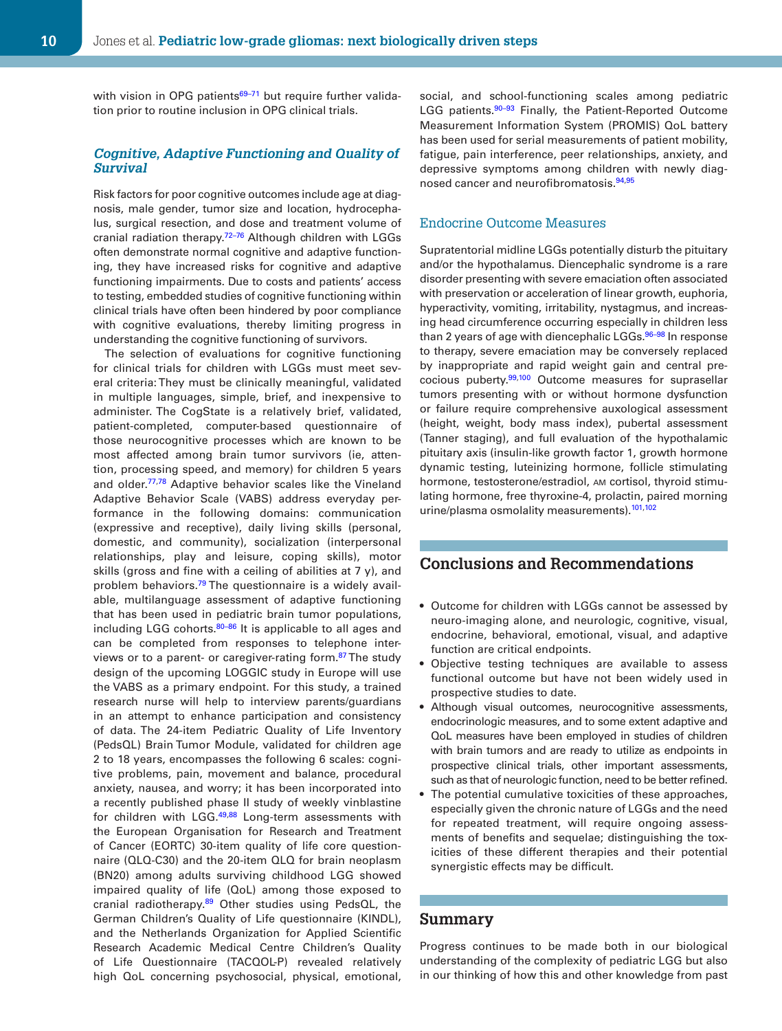with vision in OPG patients[69–71] but require further validation prior to routine inclusion in OPG clinical trials.

### *Cognitive, Adaptive Functioning and Quality of Survival*

Risk factors for poor cognitive outcomes include age at diagnosis, male gender, tumor size and location, hydrocephalus, surgical resection, and dose and treatment volume of cranial radiation therapy.[72–76] Although children with LGGs often demonstrate normal cognitive and adaptive functioning, they have increased risks for cognitive and adaptive functioning impairments. Due to costs and patients' access to testing, embedded studies of cognitive functioning within clinical trials have often been hindered by poor compliance with cognitive evaluations, thereby limiting progress in understanding the cognitive functioning of survivors.

The selection of evaluations for cognitive functioning for clinical trials for children with LGGs must meet several criteria: They must be clinically meaningful, validated in multiple languages, simple, brief, and inexpensive to administer. The CogState is a relatively brief, validated, patient-completed, computer-based questionnaire of those neurocognitive processes which are known to be most affected among brain tumor survivors (ie, attention, processing speed, and memory) for children 5 years and older.[77,78] Adaptive behavior scales like the Vineland Adaptive Behavior Scale (VABS) address everyday performance in the following domains: communication (expressive and receptive), daily living skills (personal, domestic, and community), socialization (interpersonal relationships, play and leisure, coping skills), motor skills (gross and fine with a ceiling of abilities at 7 y), and problem behaviors.[79] The questionnaire is a widely available, multilanguage assessment of adaptive functioning that has been used in pediatric brain tumor populations, including LGG cohorts.[80–86] It is applicable to all ages and can be completed from responses to telephone interviews or to a parent- or caregiver-rating form.[87] The study design of the upcoming LOGGIC study in Europe will use the VABS as a primary endpoint. For this study, a trained research nurse will help to interview parents/guardians in an attempt to enhance participation and consistency of data. The 24-item Pediatric Quality of Life Inventory (PedsQL) Brain Tumor Module, validated for children age 2 to 18 years, encompasses the following 6 scales: cognitive problems, pain, movement and balance, procedural anxiety, nausea, and worry; it has been incorporated into a recently published phase II study of weekly vinblastine for children with LGG.[49,88] Long-term assessments with the European Organisation for Research and Treatment of Cancer (EORTC) 30-item quality of life core questionnaire (QLQ-C30) and the 20-item QLQ for brain neoplasm (BN20) among adults surviving childhood LGG showed impaired quality of life (QoL) among those exposed to cranial radiotherapy.[89] Other studies using PedsQL, the German Children's Quality of Life questionnaire (KINDL), and the Netherlands Organization for Applied Scientific Research Academic Medical Centre Children's Quality of Life Questionnaire (TACQOL-P) revealed relatively high QoL concerning psychosocial, physical, emotional, social, and school-functioning scales among pediatric LGG patients.[90–93] Finally, the Patient-Reported Outcome Measurement Information System (PROMIS) QoL battery has been used for serial measurements of patient mobility, fatigue, pain interference, peer relationships, anxiety, and depressive symptoms among children with newly diagnosed cancer and neurofibromatosis.[94,95]

### Endocrine Outcome Measures

Supratentorial midline LGGs potentially disturb the pituitary and/or the hypothalamus. Diencephalic syndrome is a rare disorder presenting with severe emaciation often associated with preservation or acceleration of linear growth, euphoria, hyperactivity, vomiting, irritability, nystagmus, and increasing head circumference occurring especially in children less than 2 years of age with diencephalic LGGs.[96–98] In response to therapy, severe emaciation may be conversely replaced by inappropriate and rapid weight gain and central precocious puberty.[99,100] Outcome measures for suprasellar tumors presenting with or without hormone dysfunction or failure require comprehensive auxological assessment (height, weight, body mass index), pubertal assessment (Tanner staging), and full evaluation of the hypothalamic pituitary axis (insulin-like growth factor 1, growth hormone dynamic testing, luteinizing hormone, follicle stimulating hormone, testosterone/estradiol, AM cortisol, thyroid stimulating hormone, free thyroxine-4, prolactin, paired morning urine/plasma osmolality measurements).[101,102]

## Conclusions and Recommendations

- Outcome for children with LGGs cannot be assessed by neuro-imaging alone, and neurologic, cognitive, visual, endocrine, behavioral, emotional, visual, and adaptive function are critical endpoints.
- Objective testing techniques are available to assess functional outcome but have not been widely used in prospective studies to date.
- Although visual outcomes, neurocognitive assessments, endocrinologic measures, and to some extent adaptive and QoL measures have been employed in studies of children with brain tumors and are ready to utilize as endpoints in prospective clinical trials, other important assessments, such as that of neurologic function, need to be better refined.
- The potential cumulative toxicities of these approaches, especially given the chronic nature of LGGs and the need for repeated treatment, will require ongoing assessments of benefits and sequelae; distinguishing the toxicities of these different therapies and their potential synergistic effects may be difficult.

## Summary

Progress continues to be made both in our biological understanding of the complexity of pediatric LGG but also in our thinking of how this and other knowledge from past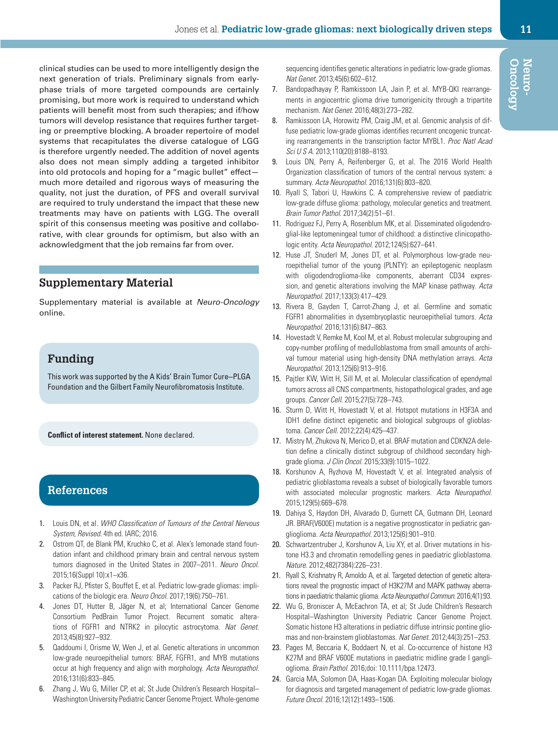clinical studies can be used to more intelligently design the next generation of trials. Preliminary signals from early-phase trials of more targeted compounds are certainly promising, but more work is required to understand which patients will benefit most from such therapies; and if/how tumors will develop resistance that requires further targeting or preemptive blocking. A broader repertoire of model systems that recapitulates the diverse catalogue of LGG is therefore urgently needed. The addition of novel agents also does not mean simply adding a targeted inhibitor into old protocols and hoping for a "magic bullet" effect—much more detailed and rigorous ways of measuring the quality, not just the duration, of PFS and overall survival are required to truly understand the impact that these new treatments may have on patients with LGG. The overall spirit of this consensus meeting was positive and collaborative, with clear grounds for optimism, but also with an acknowledgment that the job remains far from over.

## Supplementary Material

Supplementary material is available at *Neuro-Oncology* online.

## Funding

This work was supported by the A Kids' Brain Tumor Cure–PLGA Foundation and the Gilbert Family Neurofibromatosis Institute.

**Conflict of interest statement.** None declared.

## References

1. Louis DN, et al. *WHO Classification of Tumours of the Central Nervous System, Revised*. 4th ed. IARC; 2016.
2. Ostrom QT, de Blank PM, Kruchko C, et al. Alex's lemonade stand foundation infant and childhood primary brain and central nervous system tumors diagnosed in the United States in 2007–2011. *Neuro Oncol.* 2015;16(Suppl 10):x1–x36.
3. Packer RJ, Pfister S, Bouffet E, et al. Pediatric low-grade gliomas: implications of the biologic era. *Neuro Oncol.* 2017;19(6):750–761.
4. Jones DT, Hutter B, Jäger N, et al; International Cancer Genome Consortium PedBrain Tumor Project. Recurrent somatic alterations of FGFR1 and NTRK2 in pilocytic astrocytoma. *Nat Genet.* 2013;45(8):927–932.
5. Qaddoumi I, Orisme W, Wen J, et al. Genetic alterations in uncommon low-grade neuroepithelial tumors: BRAF, FGFR1, and MYB mutations occur at high frequency and align with morphology. *Acta Neuropathol.* 2016;131(6):833–845.
6. Zhang J, Wu G, Miller CP, et al; St Jude Children's Research Hospital–Washington University Pediatric Cancer Genome Project. Whole-genome sequencing identifies genetic alterations in pediatric low-grade gliomas. *Nat Genet.* 2013;45(6):602–612.
7. Bandopadhayay P, Ramkissoon LA, Jain P, et al. MYB-QKI rearrangements in angiocentric glioma drive tumorigenicity through a tripartite mechanism. *Nat Genet.* 2016;48(3):273–282.
8. Ramkissoon LA, Horowitz PM, Craig JM, et al. Genomic analysis of diffuse pediatric low-grade gliomas identifies recurrent oncogenic truncating rearrangements in the transcription factor MYBL1. *Proc Natl Acad Sci U S A.* 2013;110(20):8188–8193.
9. Louis DN, Perry A, Reifenberger G, et al. The 2016 World Health Organization classification of tumors of the central nervous system: a summary. *Acta Neuropathol.* 2016;131(6):803–820.
10. Ryall S, Tabori U, Hawkins C. A comprehensive review of paediatric low-grade diffuse glioma: pathology, molecular genetics and treatment. *Brain Tumor Pathol.* 2017;34(2):51–61.
11. Rodriguez FJ, Perry A, Rosenblum MK, et al. Disseminated oligodendroglial-like leptomeningeal tumor of childhood: a distinctive clinicopathologic entity. *Acta Neuropathol.* 2012;124(5):627–641.
12. Huse JT, Snuderl M, Jones DT, et al. Polymorphous low-grade neuroepithelial tumor of the young (PLNTY): an epileptogenic neoplasm with oligodendroglioma-like components, aberrant CD34 expression, and genetic alterations involving the MAP kinase pathway. *Acta Neuropathol.* 2017;133(3):417–429.
13. Rivera B, Gayden T, Carrot-Zhang J, et al. Germline and somatic FGFR1 abnormalities in dysembryoplastic neuroepithelial tumors. *Acta Neuropathol.* 2016;131(6):847–863.
14. Hovestadt V, Remke M, Kool M, et al. Robust molecular subgrouping and copy-number profiling of medulloblastoma from small amounts of archival tumour material using high-density DNA methylation arrays. *Acta Neuropathol.* 2013;125(6):913–916.
15. Pajtler KW, Witt H, Sill M, et al. Molecular classification of ependymal tumors across all CNS compartments, histopathological grades, and age groups. *Cancer Cell.* 2015;27(5):728–743.
16. Sturm D, Witt H, Hovestadt V, et al. Hotspot mutations in H3F3A and IDH1 define distinct epigenetic and biological subgroups of glioblastoma. *Cancer Cell.* 2012;22(4):425–437.
17. Mistry M, Zhukova N, Merico D, et al. BRAF mutation and CDKN2A deletion define a clinically distinct subgroup of childhood secondary high-grade glioma. *J Clin Oncol.* 2015;33(9):1015–1022.
18. Korshunov A, Ryzhova M, Hovestadt V, et al. Integrated analysis of pediatric glioblastoma reveals a subset of biologically favorable tumors with associated molecular prognostic markers. *Acta Neuropathol.* 2015;129(5):669–678.
19. Dahiya S, Haydon DH, Alvarado D, Gurnett CA, Gutmann DH, Leonard JR. BRAF(V600E) mutation is a negative prognosticator in pediatric ganglioglioma. *Acta Neuropathol.* 2013;125(6):901–910.
20. Schwartzentruber J, Korshunov A, Liu XY, et al. Driver mutations in histone H3.3 and chromatin remodelling genes in paediatric glioblastoma. *Nature.* 2012;482(7384):226–231.
21. Ryall S, Krishnatry R, Arnoldo A, et al. Targeted detection of genetic alterations reveal the prognostic impact of H3K27M and MAPK pathway aberrations in paediatric thalamic glioma. *Acta Neuropathol Commun.* 2016;4(1):93.
22. Wu G, Broniscer A, McEachron TA, et al; St Jude Children's Research Hospital–Washington University Pediatric Cancer Genome Project. Somatic histone H3 alterations in pediatric diffuse intrinsic pontine gliomas and non-brainstem glioblastomas. *Nat Genet.* 2012;44(3):251–253.
23. Pages M, Beccaria K, Boddaert N, et al. Co-occurrence of histone H3 K27M and BRAF V600E mutations in paediatric midline grade I ganglioglioma. *Brain Pathol.* 2016;doi: 10.1111/bpa.12473.
24. Garcia MA, Solomon DA, Haas-Kogan DA. Exploiting molecular biology for diagnosis and targeted management of pediatric low-grade gliomas. *Future Oncol.* 2016;12(12):1493–1506.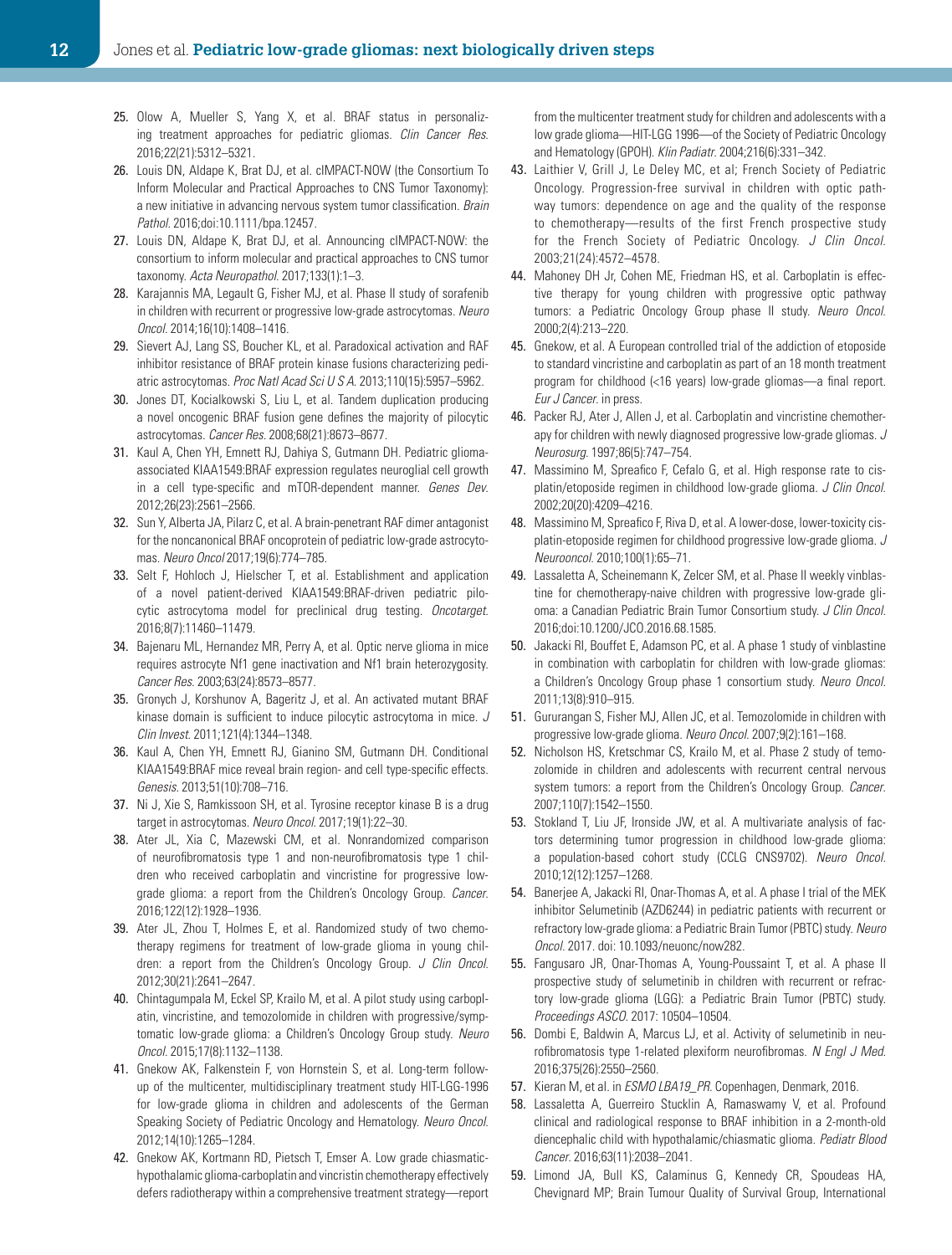25. Olow A, Mueller S, Yang X, et al. BRAF status in personalizing treatment approaches for pediatric gliomas. *Clin Cancer Res.* 2016;22(21):5312–5321.
26. Louis DN, Aldape K, Brat DJ, et al. cIMPACT-NOW (the Consortium To Inform Molecular and Practical Approaches to CNS Tumor Taxonomy): a new initiative in advancing nervous system tumor classification. *Brain Pathol.* 2016;doi:10.1111/bpa.12457.
27. Louis DN, Aldape K, Brat DJ, et al. Announcing cIMPACT-NOW: the consortium to inform molecular and practical approaches to CNS tumor taxonomy. *Acta Neuropathol.* 2017;133(1):1–3.
28. Karajannis MA, Legault G, Fisher MJ, et al. Phase II study of sorafenib in children with recurrent or progressive low-grade astrocytomas. *Neuro Oncol.* 2014;16(10):1408–1416.
29. Sievert AJ, Lang SS, Boucher KL, et al. Paradoxical activation and RAF inhibitor resistance of BRAF protein kinase fusions characterizing pediatric astrocytomas. *Proc Natl Acad Sci U S A.* 2013;110(15):5957–5962.
30. Jones DT, Kocialkowski S, Liu L, et al. Tandem duplication producing a novel oncogenic BRAF fusion gene defines the majority of pilocytic astrocytomas. *Cancer Res.* 2008;68(21):8673–8677.
31. Kaul A, Chen YH, Emnett RJ, Dahiya S, Gutmann DH. Pediatric glioma-associated KIAA1549:BRAF expression regulates neuroglial cell growth in a cell type-specific and mTOR-dependent manner. *Genes Dev.* 2012;26(23):2561–2566.
32. Sun Y, Alberta JA, Pilarz C, et al. A brain-penetrant RAF dimer antagonist for the noncanonical BRAF oncoprotein of pediatric low-grade astrocytomas. *Neuro Oncol* 2017;19(6):774–785.
33. Selt F, Hohloch J, Hielscher T, et al. Establishment and application of a novel patient-derived KIAA1549:BRAF-driven pediatric pilocytic astrocytoma model for preclinical drug testing. *Oncotarget.* 2016;8(7):11460–11479.
34. Bajenaru ML, Hernandez MR, Perry A, et al. Optic nerve glioma in mice requires astrocyte Nf1 gene inactivation and Nf1 brain heterozygosity. *Cancer Res.* 2003;63(24):8573–8577.
35. Gronych J, Korshunov A, Bageritz J, et al. An activated mutant BRAF kinase domain is sufficient to induce pilocytic astrocytoma in mice. *J Clin Invest.* 2011;121(4):1344–1348.
36. Kaul A, Chen YH, Emnett RJ, Gianino SM, Gutmann DH. Conditional KIAA1549:BRAF mice reveal brain region- and cell type-specific effects. *Genesis.* 2013;51(10):708–716.
37. Ni J, Xie S, Ramkissoon SH, et al. Tyrosine receptor kinase B is a drug target in astrocytomas. *Neuro Oncol.* 2017;19(1):22–30.
38. Ater JL, Xia C, Mazewski CM, et al. Nonrandomized comparison of neurofibromatosis type 1 and non-neurofibromatosis type 1 children who received carboplatin and vincristine for progressive low-grade glioma: a report from the Children's Oncology Group. *Cancer.* 2016;122(12):1928–1936.
39. Ater JL, Zhou T, Holmes E, et al. Randomized study of two chemotherapy regimens for treatment of low-grade glioma in young children: a report from the Children's Oncology Group. *J Clin Oncol.* 2012;30(21):2641–2647.
40. Chintagumpala M, Eckel SP, Krailo M, et al. A pilot study using carboplatin, vincristine, and temozolomide in children with progressive/symptomatic low-grade glioma: a Children's Oncology Group study. *Neuro Oncol.* 2015;17(8):1132–1138.
41. Gnekow AK, Falkenstein F, von Hornstein S, et al. Long-term follow-up of the multicenter, multidisciplinary treatment study HIT-LGG-1996 for low-grade glioma in children and adolescents of the German Speaking Society of Pediatric Oncology and Hematology. *Neuro Oncol.* 2012;14(10):1265–1284.
42. Gnekow AK, Kortmann RD, Pietsch T, Emser A. Low grade chiasmatic-hypothalamic glioma-carboplatin and vincristin chemotherapy effectively defers radiotherapy within a comprehensive treatment strategy—report from the multicenter treatment study for children and adolescents with a low grade glioma—HIT-LGG 1996—of the Society of Pediatric Oncology and Hematology (GPOH). *Klin Padiatr.* 2004;216(6):331–342.
43. Laithier V, Grill J, Le Deley MC, et al; French Society of Pediatric Oncology. Progression-free survival in children with optic pathway tumors: dependence on age and the quality of the response to chemotherapy—results of the first French prospective study for the French Society of Pediatric Oncology. *J Clin Oncol.* 2003;21(24):4572–4578.
44. Mahoney DH Jr, Cohen ME, Friedman HS, et al. Carboplatin is effective therapy for young children with progressive optic pathway tumors: a Pediatric Oncology Group phase II study. *Neuro Oncol.* 2000;2(4):213–220.
45. Gnekow, et al. A European controlled trial of the addiction of etoposide to standard vincristine and carboplatin as part of an 18 month treatment program for childhood (<16 years) low-grade gliomas—a final report. *Eur J Cancer.* in press.
46. Packer RJ, Ater J, Allen J, et al. Carboplatin and vincristine chemotherapy for children with newly diagnosed progressive low-grade gliomas. *J Neurosurg.* 1997;86(5):747–754.
47. Massimino M, Spreafico F, Cefalo G, et al. High response rate to cisplatin/etoposide regimen in childhood low-grade glioma. *J Clin Oncol.* 2002;20(20):4209–4216.
48. Massimino M, Spreafico F, Riva D, et al. A lower-dose, lower-toxicity cisplatin-etoposide regimen for childhood progressive low-grade glioma. *J Neurooncol.* 2010;100(1):65–71.
49. Lassaletta A, Scheinemann K, Zelcer SM, et al. Phase II weekly vinblastine for chemotherapy-naive children with progressive low-grade glioma: a Canadian Pediatric Brain Tumor Consortium study. *J Clin Oncol.* 2016;doi:10.1200/JCO.2016.68.1585.
50. Jakacki RI, Bouffet E, Adamson PC, et al. A phase 1 study of vinblastine in combination with carboplatin for children with low-grade gliomas: a Children's Oncology Group phase 1 consortium study. *Neuro Oncol.* 2011;13(8):910–915.
51. Gururangan S, Fisher MJ, Allen JC, et al. Temozolomide in children with progressive low-grade glioma. *Neuro Oncol.* 2007;9(2):161–168.
52. Nicholson HS, Kretschmar CS, Krailo M, et al. Phase 2 study of temozolomide in children and adolescents with recurrent central nervous system tumors: a report from the Children's Oncology Group. *Cancer.* 2007;110(7):1542–1550.
53. Stokland T, Liu JF, Ironside JW, et al. A multivariate analysis of factors determining tumor progression in childhood low-grade glioma: a population-based cohort study (CCLG CNS9702). *Neuro Oncol.* 2010;12(12):1257–1268.
54. Banerjee A, Jakacki RI, Onar-Thomas A, et al. A phase I trial of the MEK inhibitor Selumetinib (AZD6244) in pediatric patients with recurrent or refractory low-grade glioma: a Pediatric Brain Tumor (PBTC) study. *Neuro Oncol.* 2017. doi: 10.1093/neuonc/now282.
55. Fangusaro JR, Onar-Thomas A, Young-Poussaint T, et al. A phase II prospective study of selumetinib in children with recurrent or refractory low-grade glioma (LGG): a Pediatric Brain Tumor (PBTC) study. *Proceedings ASCO.* 2017: 10504–10504.
56. Dombi E, Baldwin A, Marcus LJ, et al. Activity of selumetinib in neurofibromatosis type 1-related plexiform neurofibromas. *N Engl J Med.* 2016;375(26):2550–2560.
57. Kieran M, et al. in *ESMO LBA19_PR.* Copenhagen, Denmark, 2016.
58. Lassaletta A, Guerreiro Stucklin A, Ramaswamy V, et al. Profound clinical and radiological response to BRAF inhibition in a 2-month-old diencephalic child with hypothalamic/chiasmatic glioma. *Pediatr Blood Cancer.* 2016;63(11):2038–2041.
59. Limond JA, Bull KS, Calaminus G, Kennedy CR, Spoudeas HA, Chevignard MP; Brain Tumour Quality of Survival Group, International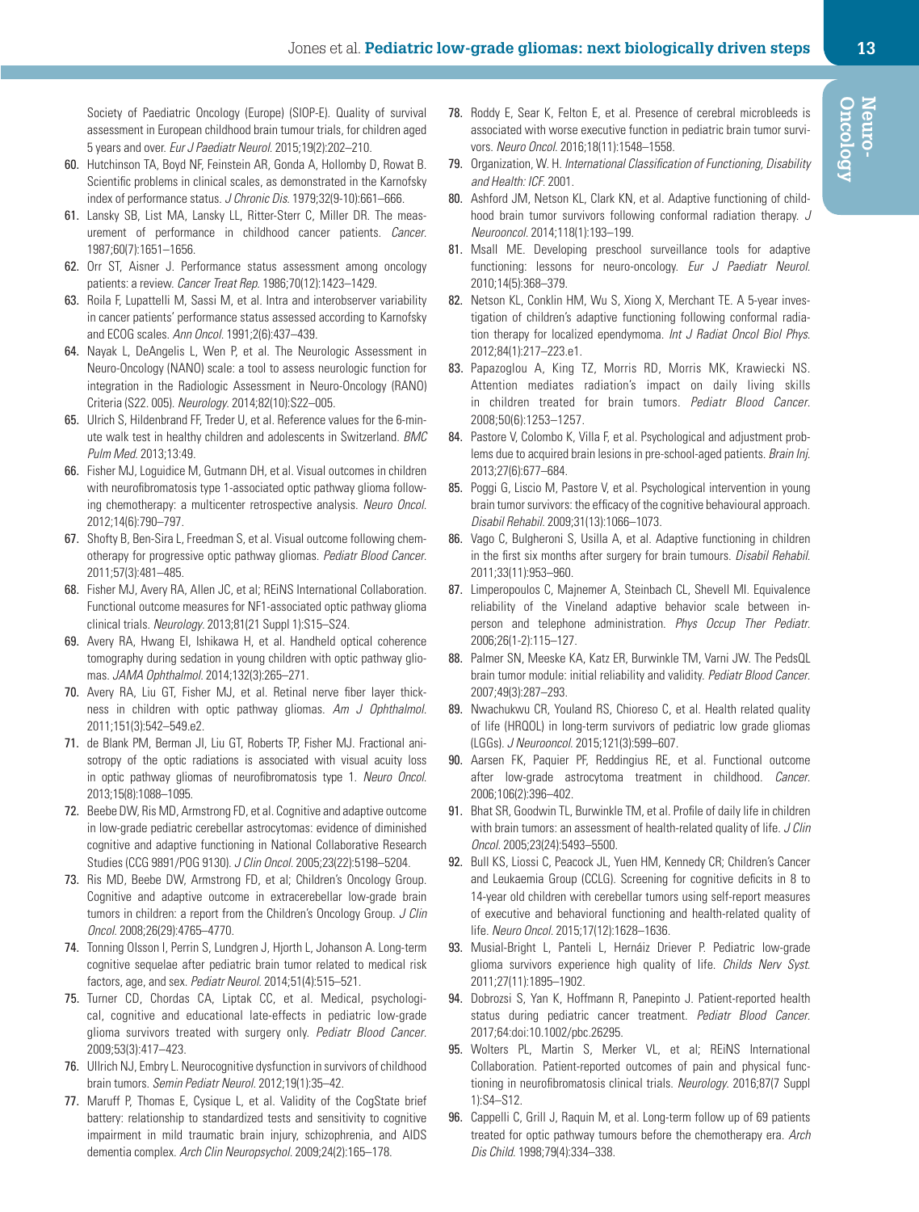Society of Paediatric Oncology (Europe) (SIOP-E). Quality of survival assessment in European childhood brain tumour trials, for children aged 5 years and over. *Eur J Paediatr Neurol.* 2015;19(2):202–210.

60. Hutchinson TA, Boyd NF, Feinstein AR, Gonda A, Hollomby D, Rowat B. Scientific problems in clinical scales, as demonstrated in the Karnofsky index of performance status. *J Chronic Dis.* 1979;32(9-10):661–666.
61. Lansky SB, List MA, Lansky LL, Ritter-Sterr C, Miller DR. The measurement of performance in childhood cancer patients. *Cancer.* 1987;60(7):1651–1656.
62. Orr ST, Aisner J. Performance status assessment among oncology patients: a review. *Cancer Treat Rep.* 1986;70(12):1423–1429.
63. Roila F, Lupattelli M, Sassi M, et al. Intra and interobserver variability in cancer patients' performance status assessed according to Karnofsky and ECOG scales. *Ann Oncol.* 1991;2(6):437–439.
64. Nayak L, DeAngelis L, Wen P, et al. The Neurologic Assessment in Neuro-Oncology (NANO) scale: a tool to assess neurologic function for integration in the Radiologic Assessment in Neuro-Oncology (RANO) Criteria (S22. 005). *Neurology.* 2014;82(10):S22–005.
65. Ulrich S, Hildenbrand FF, Treder U, et al. Reference values for the 6-minute walk test in healthy children and adolescents in Switzerland. *BMC Pulm Med.* 2013;13:49.
66. Fisher MJ, Loguidice M, Gutmann DH, et al. Visual outcomes in children with neurofibromatosis type 1-associated optic pathway glioma following chemotherapy: a multicenter retrospective analysis. *Neuro Oncol.* 2012;14(6):790–797.
67. Shofty B, Ben-Sira L, Freedman S, et al. Visual outcome following chemotherapy for progressive optic pathway gliomas. *Pediatr Blood Cancer.* 2011;57(3):481–485.
68. Fisher MJ, Avery RA, Allen JC, et al; REiNS International Collaboration. Functional outcome measures for NF1-associated optic pathway glioma clinical trials. *Neurology.* 2013;81(21 Suppl 1):S15–S24.
69. Avery RA, Hwang EI, Ishikawa H, et al. Handheld optical coherence tomography during sedation in young children with optic pathway gliomas. *JAMA Ophthalmol.* 2014;132(3):265–271.
70. Avery RA, Liu GT, Fisher MJ, et al. Retinal nerve fiber layer thickness in children with optic pathway gliomas. *Am J Ophthalmol.* 2011;151(3):542–549.e2.
71. de Blank PM, Berman JI, Liu GT, Roberts TP, Fisher MJ. Fractional anisotropy of the optic radiations is associated with visual acuity loss in optic pathway gliomas of neurofibromatosis type 1. *Neuro Oncol.* 2013;15(8):1088–1095.
72. Beebe DW, Ris MD, Armstrong FD, et al. Cognitive and adaptive outcome in low-grade pediatric cerebellar astrocytomas: evidence of diminished cognitive and adaptive functioning in National Collaborative Research Studies (CCG 9891/POG 9130). *J Clin Oncol.* 2005;23(22):5198–5204.
73. Ris MD, Beebe DW, Armstrong FD, et al; Children's Oncology Group. Cognitive and adaptive outcome in extracerebellar low-grade brain tumors in children: a report from the Children's Oncology Group. *J Clin Oncol.* 2008;26(29):4765–4770.
74. Tonning Olsson I, Perrin S, Lundgren J, Hjorth L, Johanson A. Long-term cognitive sequelae after pediatric brain tumor related to medical risk factors, age, and sex. *Pediatr Neurol.* 2014;51(4):515–521.
75. Turner CD, Chordas CA, Liptak CC, et al. Medical, psychological, cognitive and educational late-effects in pediatric low-grade glioma survivors treated with surgery only. *Pediatr Blood Cancer.* 2009;53(3):417–423.
76. Ullrich NJ, Embry L. Neurocognitive dysfunction in survivors of childhood brain tumors. *Semin Pediatr Neurol.* 2012;19(1):35–42.
77. Maruff P, Thomas E, Cysique L, et al. Validity of the CogState brief battery: relationship to standardized tests and sensitivity to cognitive impairment in mild traumatic brain injury, schizophrenia, and AIDS dementia complex. *Arch Clin Neuropsychol.* 2009;24(2):165–178.
78. Roddy E, Sear K, Felton E, et al. Presence of cerebral microbleeds is associated with worse executive function in pediatric brain tumor survivors. *Neuro Oncol.* 2016;18(11):1548–1558.
79. Organization, W. H. *International Classification of Functioning, Disability and Health: ICF.* 2001.
80. Ashford JM, Netson KL, Clark KN, et al. Adaptive functioning of childhood brain tumor survivors following conformal radiation therapy. *J Neurooncol.* 2014;118(1):193–199.
81. Msall ME. Developing preschool surveillance tools for adaptive functioning: lessons for neuro-oncology. *Eur J Paediatr Neurol.* 2010;14(5):368–379.
82. Netson KL, Conklin HM, Wu S, Xiong X, Merchant TE. A 5-year investigation of children's adaptive functioning following conformal radiation therapy for localized ependymoma. *Int J Radiat Oncol Biol Phys.* 2012;84(1):217–223.e1.
83. Papazoglou A, King TZ, Morris RD, Morris MK, Krawiecki NS. Attention mediates radiation's impact on daily living skills in children treated for brain tumors. *Pediatr Blood Cancer.* 2008;50(6):1253–1257.
84. Pastore V, Colombo K, Villa F, et al. Psychological and adjustment problems due to acquired brain lesions in pre-school-aged patients. *Brain Inj.* 2013;27(6):677–684.
85. Poggi G, Liscio M, Pastore V, et al. Psychological intervention in young brain tumor survivors: the efficacy of the cognitive behavioural approach. *Disabil Rehabil.* 2009;31(13):1066–1073.
86. Vago C, Bulgheroni S, Usilla A, et al. Adaptive functioning in children in the first six months after surgery for brain tumours. *Disabil Rehabil.* 2011;33(11):953–960.
87. Limperopoulos C, Majnemer A, Steinbach CL, Shevell MI. Equivalence reliability of the Vineland adaptive behavior scale between in-person and telephone administration. *Phys Occup Ther Pediatr.* 2006;26(1-2):115–127.
88. Palmer SN, Meeske KA, Katz ER, Burwinkle TM, Varni JW. The PedsQL brain tumor module: initial reliability and validity. *Pediatr Blood Cancer.* 2007;49(3):287–293.
89. Nwachukwu CR, Youland RS, Chioreso C, et al. Health related quality of life (HRQOL) in long-term survivors of pediatric low grade gliomas (LGGs). *J Neurooncol.* 2015;121(3):599–607.
90. Aarsen FK, Paquier PF, Reddingius RE, et al. Functional outcome after low-grade astrocytoma treatment in childhood. *Cancer.* 2006;106(2):396–402.
91. Bhat SR, Goodwin TL, Burwinkle TM, et al. Profile of daily life in children with brain tumors: an assessment of health-related quality of life. *J Clin Oncol.* 2005;23(24):5493–5500.
92. Bull KS, Liossi C, Peacock JL, Yuen HM, Kennedy CR; Children's Cancer and Leukaemia Group (CCLG). Screening for cognitive deficits in 8 to 14-year old children with cerebellar tumors using self-report measures of executive and behavioral functioning and health-related quality of life. *Neuro Oncol.* 2015;17(12):1628–1636.
93. Musial-Bright L, Panteli L, Hernáiz Driever P. Pediatric low-grade glioma survivors experience high quality of life. *Childs Nerv Syst.* 2011;27(11):1895–1902.
94. Dobrozsi S, Yan K, Hoffmann R, Panepinto J. Patient-reported health status during pediatric cancer treatment. *Pediatr Blood Cancer.* 2017;64:doi:10.1002/pbc.26295.
95. Wolters PL, Martin S, Merker VL, et al; REiNS International Collaboration. Patient-reported outcomes of pain and physical functioning in neurofibromatosis clinical trials. *Neurology.* 2016;87(7 Suppl 1):S4–S12.
96. Cappelli C, Grill J, Raquin M, et al. Long-term follow up of 69 patients treated for optic pathway tumours before the chemotherapy era. *Arch Dis Child.* 1998;79(4):334–338.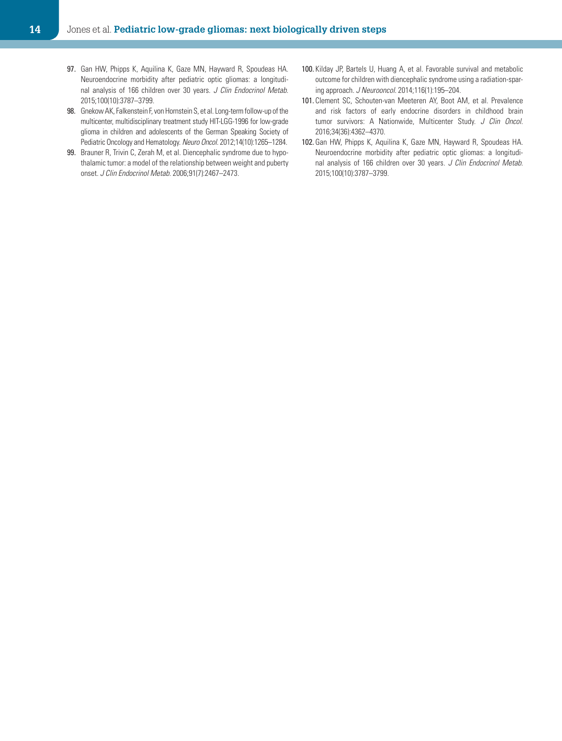97. Gan HW, Phipps K, Aquilina K, Gaze MN, Hayward R, Spoudeas HA. Neuroendocrine morbidity after pediatric optic gliomas: a longitudinal analysis of 166 children over 30 years. *J Clin Endocrinol Metab.* 2015;100(10):3787–3799.
98. Gnekow AK, Falkenstein F, von Hornstein S, et al. Long-term follow-up of the multicenter, multidisciplinary treatment study HIT-LGG-1996 for low-grade glioma in children and adolescents of the German Speaking Society of Pediatric Oncology and Hematology. *Neuro Oncol.* 2012;14(10):1265–1284.
99. Brauner R, Trivin C, Zerah M, et al. Diencephalic syndrome due to hypothalamic tumor: a model of the relationship between weight and puberty onset. *J Clin Endocrinol Metab.* 2006;91(7):2467–2473.
100. Kilday JP, Bartels U, Huang A, et al. Favorable survival and metabolic outcome for children with diencephalic syndrome using a radiation-sparing approach. *J Neurooncol.* 2014;116(1):195–204.
101. Clement SC, Schouten-van Meeteren AY, Boot AM, et al. Prevalence and risk factors of early endocrine disorders in childhood brain tumor survivors: A Nationwide, Multicenter Study. *J Clin Oncol.* 2016;34(36):4362–4370.
102. Gan HW, Phipps K, Aquilina K, Gaze MN, Hayward R, Spoudeas HA. Neuroendocrine morbidity after pediatric optic gliomas: a longitudinal analysis of 166 children over 30 years. *J Clin Endocrinol Metab.* 2015;100(10):3787–3799.